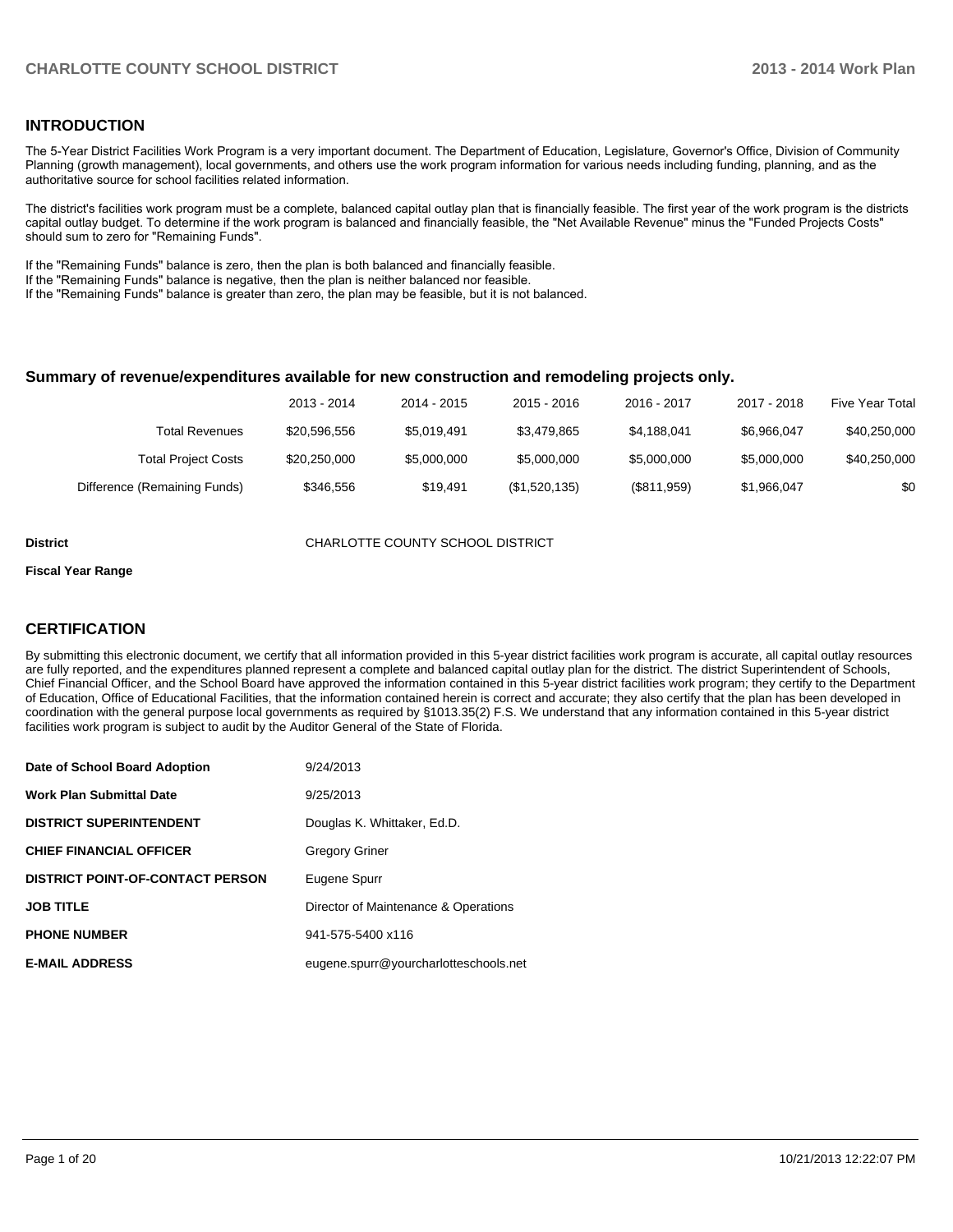## INTRODUCTION

The 5-Year District Facilities Work Program is a very important document. The Department of Education, Legislature, Governor's Office, Division of Community Planning (growth management), local governments, and others use the work program information for various needs including funding, planning, and as the authoritative source for school facilities related information.

The district's facilities work program must be a complete, balanced capital outlay plan that is financially feasible. The first year of the work program is the districts capital outlay budget. To determine if the work program is balanced and financially feasible, the "Net Available Revenue" minus the "Funded Projects Costs" should sum to zero for "Remaining Funds".

If the "Remaining Funds" balance is zero, then the plan is both balanced and financially feasible.
If the "Remaining Funds" balance is negative, then the plan is neither balanced nor feasible.
If the "Remaining Funds" balance is greater than zero, the plan may be feasible, but it is not balanced.

### Summary of revenue/expenditures available for new construction and remodeling projects only.

| | 2013 - 2014 | 2014 - 2015 | 2015 - 2016 | 2016 - 2017 | 2017 - 2018 | Five Year Total |
|---|---|---|---|---|---|---|
| Total Revenues | $20,596,556 | $5,019,491 | $3,479,865 | $4,188,041 | $6,966,047 | $40,250,000 |
| Total Project Costs | $20,250,000 | $5,000,000 | $5,000,000 | $5,000,000 | $5,000,000 | $40,250,000 |
| Difference (Remaining Funds) | $346,556 | $19,491 | ($1,520,135) | ($811,959) | $1,966,047 | $0 |

**District** CHARLOTTE COUNTY SCHOOL DISTRICT

**Fiscal Year Range**

## CERTIFICATION

By submitting this electronic document, we certify that all information provided in this 5-year district facilities work program is accurate, all capital outlay resources are fully reported, and the expenditures planned represent a complete and balanced capital outlay plan for the district. The district Superintendent of Schools, Chief Financial Officer, and the School Board have approved the information contained in this 5-year district facilities work program; they certify to the Department of Education, Office of Educational Facilities, that the information contained herein is correct and accurate; they also certify that the plan has been developed in coordination with the general purpose local governments as required by §1013.35(2) F.S. We understand that any information contained in this 5-year district facilities work program is subject to audit by the Auditor General of the State of Florida.

| | |
|---|---|
| **Date of School Board Adoption** | 9/24/2013 |
| **Work Plan Submittal Date** | 9/25/2013 |
| **DISTRICT SUPERINTENDENT** | Douglas K. Whittaker, Ed.D. |
| **CHIEF FINANCIAL OFFICER** | Gregory Griner |
| **DISTRICT POINT-OF-CONTACT PERSON** | Eugene Spurr |
| **JOB TITLE** | Director of Maintenance & Operations |
| **PHONE NUMBER** | 941-575-5400 x116 |
| **E-MAIL ADDRESS** | eugene.spurr@yourcharlotteschools.net |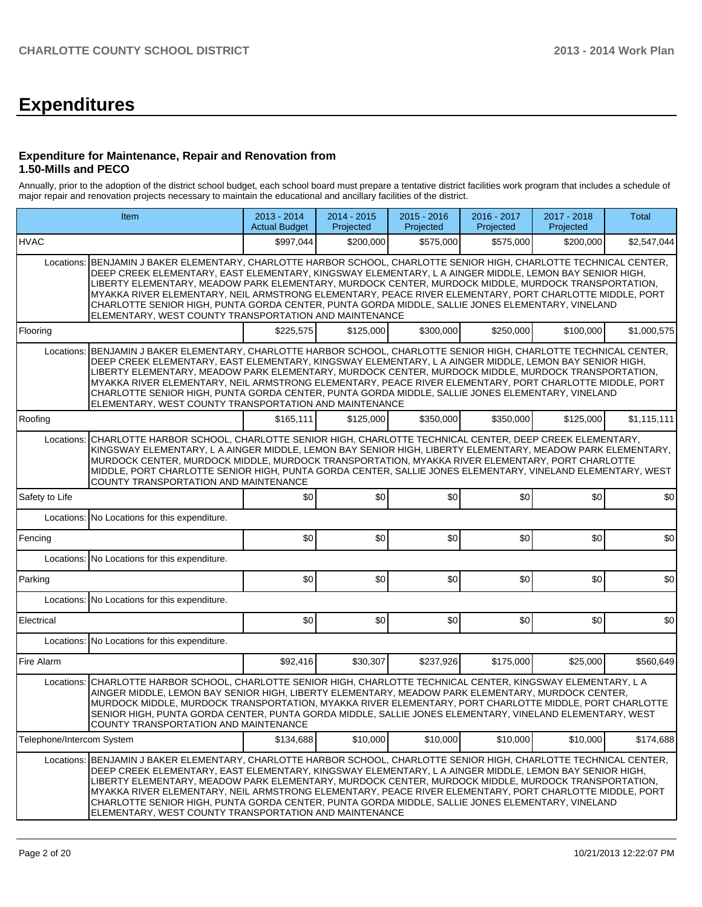# Expenditures

### Expenditure for Maintenance, Repair and Renovation from 1.50-Mills and PECO

Annually, prior to the adoption of the district school budget, each school board must prepare a tentative district facilities work program that includes a schedule of major repair and renovation projects necessary to maintain the educational and ancillary facilities of the district.

| Item | | 2013 - 2014 Actual Budget | 2014 - 2015 Projected | 2015 - 2016 Projected | 2016 - 2017 Projected | 2017 - 2018 Projected | Total |
|---|---|---|---|---|---|---|---|
| HVAC | | $997,044 | $200,000 | $575,000 | $575,000 | $200,000 | $2,547,044 |
| Locations: | BENJAMIN J BAKER ELEMENTARY, CHARLOTTE HARBOR SCHOOL, CHARLOTTE SENIOR HIGH, CHARLOTTE TECHNICAL CENTER, DEEP CREEK ELEMENTARY, EAST ELEMENTARY, KINGSWAY ELEMENTARY, L A AINGER MIDDLE, LEMON BAY SENIOR HIGH, LIBERTY ELEMENTARY, MEADOW PARK ELEMENTARY, MURDOCK CENTER, MURDOCK MIDDLE, MURDOCK TRANSPORTATION, MYAKKA RIVER ELEMENTARY, NEIL ARMSTRONG ELEMENTARY, PEACE RIVER ELEMENTARY, PORT CHARLOTTE MIDDLE, PORT CHARLOTTE SENIOR HIGH, PUNTA GORDA CENTER, PUNTA GORDA MIDDLE, SALLIE JONES ELEMENTARY, VINELAND ELEMENTARY, WEST COUNTY TRANSPORTATION AND MAINTENANCE | | | | | | |
| Flooring | | $225,575 | $125,000 | $300,000 | $250,000 | $100,000 | $1,000,575 |
| Locations: | BENJAMIN J BAKER ELEMENTARY, CHARLOTTE HARBOR SCHOOL, CHARLOTTE SENIOR HIGH, CHARLOTTE TECHNICAL CENTER, DEEP CREEK ELEMENTARY, EAST ELEMENTARY, KINGSWAY ELEMENTARY, L A AINGER MIDDLE, LEMON BAY SENIOR HIGH, LIBERTY ELEMENTARY, MEADOW PARK ELEMENTARY, MURDOCK CENTER, MURDOCK MIDDLE, MURDOCK TRANSPORTATION, MYAKKA RIVER ELEMENTARY, NEIL ARMSTRONG ELEMENTARY, PEACE RIVER ELEMENTARY, PORT CHARLOTTE MIDDLE, PORT CHARLOTTE SENIOR HIGH, PUNTA GORDA CENTER, PUNTA GORDA MIDDLE, SALLIE JONES ELEMENTARY, VINELAND ELEMENTARY, WEST COUNTY TRANSPORTATION AND MAINTENANCE | | | | | | |
| Roofing | | $165,111 | $125,000 | $350,000 | $350,000 | $125,000 | $1,115,111 |
| Locations: | CHARLOTTE HARBOR SCHOOL, CHARLOTTE SENIOR HIGH, CHARLOTTE TECHNICAL CENTER, DEEP CREEK ELEMENTARY, KINGSWAY ELEMENTARY, L A AINGER MIDDLE, LEMON BAY SENIOR HIGH, LIBERTY ELEMENTARY, MEADOW PARK ELEMENTARY, MURDOCK CENTER, MURDOCK MIDDLE, MURDOCK TRANSPORTATION, MYAKKA RIVER ELEMENTARY, PORT CHARLOTTE MIDDLE, PORT CHARLOTTE SENIOR HIGH, PUNTA GORDA CENTER, SALLIE JONES ELEMENTARY, VINELAND ELEMENTARY, WEST COUNTY TRANSPORTATION AND MAINTENANCE | | | | | | |
| Safety to Life | | $0 | $0 | $0 | $0 | $0 | $0 |
| Locations: | No Locations for this expenditure. | | | | | | |
| Fencing | | $0 | $0 | $0 | $0 | $0 | $0 |
| Locations: | No Locations for this expenditure. | | | | | | |
| Parking | | $0 | $0 | $0 | $0 | $0 | $0 |
| Locations: | No Locations for this expenditure. | | | | | | |
| Electrical | | $0 | $0 | $0 | $0 | $0 | $0 |
| Locations: | No Locations for this expenditure. | | | | | | |
| Fire Alarm | | $92,416 | $30,307 | $237,926 | $175,000 | $25,000 | $560,649 |
| Locations: | CHARLOTTE HARBOR SCHOOL, CHARLOTTE SENIOR HIGH, CHARLOTTE TECHNICAL CENTER, KINGSWAY ELEMENTARY, L A AINGER MIDDLE, LEMON BAY SENIOR HIGH, LIBERTY ELEMENTARY, MEADOW PARK ELEMENTARY, MURDOCK CENTER, MURDOCK MIDDLE, MURDOCK TRANSPORTATION, MYAKKA RIVER ELEMENTARY, PORT CHARLOTTE MIDDLE, PORT CHARLOTTE SENIOR HIGH, PUNTA GORDA CENTER, PUNTA GORDA MIDDLE, SALLIE JONES ELEMENTARY, VINELAND ELEMENTARY, WEST COUNTY TRANSPORTATION AND MAINTENANCE | | | | | | |
| Telephone/Intercom System | | $134,688 | $10,000 | $10,000 | $10,000 | $10,000 | $174,688 |
| Locations: | BENJAMIN J BAKER ELEMENTARY, CHARLOTTE HARBOR SCHOOL, CHARLOTTE SENIOR HIGH, CHARLOTTE TECHNICAL CENTER, DEEP CREEK ELEMENTARY, EAST ELEMENTARY, KINGSWAY ELEMENTARY, L A AINGER MIDDLE, LEMON BAY SENIOR HIGH, LIBERTY ELEMENTARY, MEADOW PARK ELEMENTARY, MURDOCK CENTER, MURDOCK MIDDLE, MURDOCK TRANSPORTATION, MYAKKA RIVER ELEMENTARY, NEIL ARMSTRONG ELEMENTARY, PEACE RIVER ELEMENTARY, PORT CHARLOTTE MIDDLE, PORT CHARLOTTE SENIOR HIGH, PUNTA GORDA CENTER, PUNTA GORDA MIDDLE, SALLIE JONES ELEMENTARY, VINELAND ELEMENTARY, WEST COUNTY TRANSPORTATION AND MAINTENANCE | | | | | | |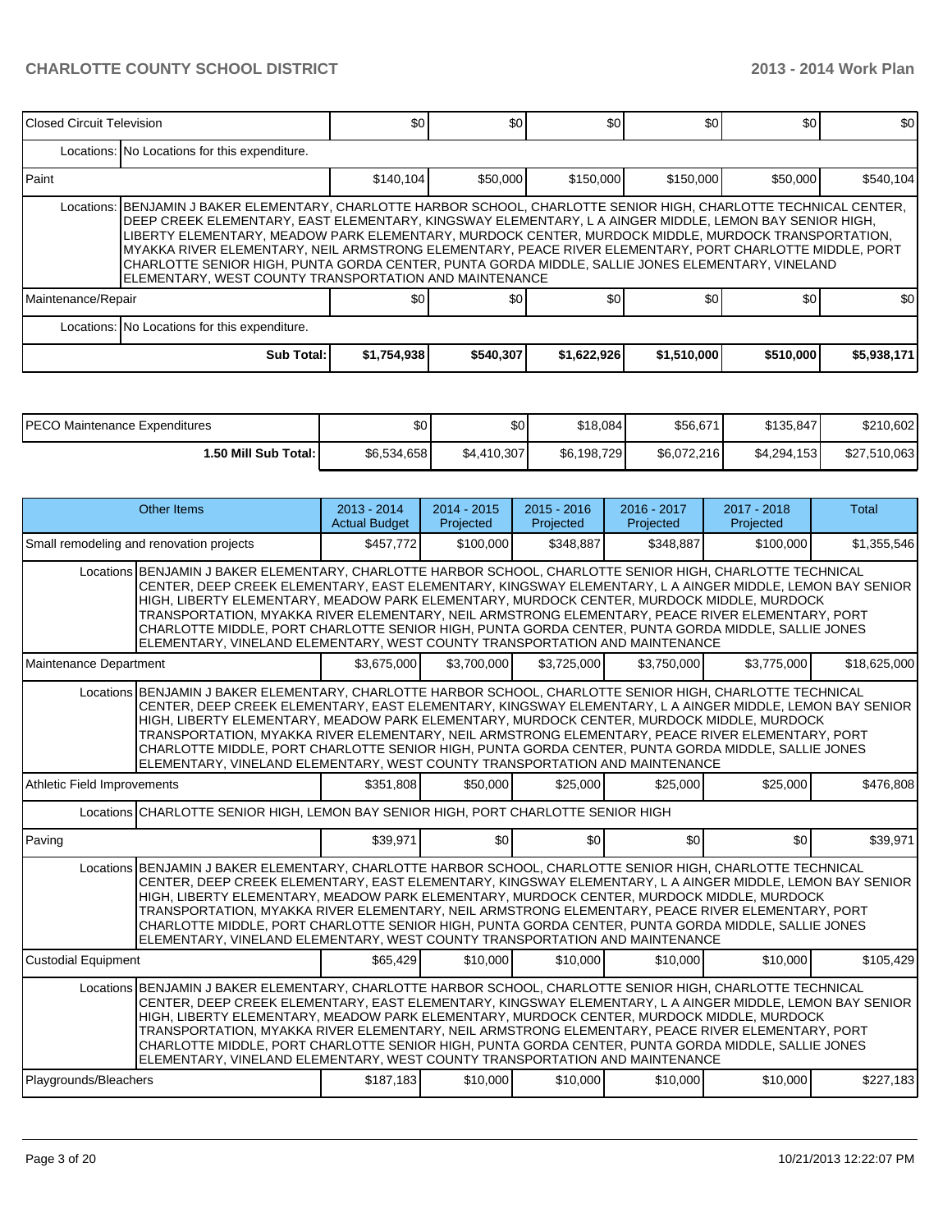| | | | | | | |
|---|---|---|---|---|---|---|
| Closed Circuit Television | $0 | $0 | $0 | $0 | $0 | $0 |
| Locations: No Locations for this expenditure. | | | | | | |
| Paint | $140,104 | $50,000 | $150,000 | $150,000 | $50,000 | $540,104 |
| Locations: BENJAMIN J BAKER ELEMENTARY, CHARLOTTE HARBOR SCHOOL, CHARLOTTE SENIOR HIGH, CHARLOTTE TECHNICAL CENTER, DEEP CREEK ELEMENTARY, EAST ELEMENTARY, KINGSWAY ELEMENTARY, L A AINGER MIDDLE, LEMON BAY SENIOR HIGH, LIBERTY ELEMENTARY, MEADOW PARK ELEMENTARY, MURDOCK CENTER, MURDOCK MIDDLE, MURDOCK TRANSPORTATION, MYAKKA RIVER ELEMENTARY, NEIL ARMSTRONG ELEMENTARY, PEACE RIVER ELEMENTARY, PORT CHARLOTTE MIDDLE, PORT CHARLOTTE SENIOR HIGH, PUNTA GORDA CENTER, PUNTA GORDA MIDDLE, SALLIE JONES ELEMENTARY, VINELAND ELEMENTARY, WEST COUNTY TRANSPORTATION AND MAINTENANCE | | | | | | |
| Maintenance/Repair | $0 | $0 | $0 | $0 | $0 | $0 |
| Locations: No Locations for this expenditure. | | | | | | |
| Sub Total: | $1,754,938 | $540,307 | $1,622,926 | $1,510,000 | $510,000 | $5,938,171 |

| | | | | | | |
|---|---|---|---|---|---|---|
| PECO Maintenance Expenditures | $0 | $0 | $18,084 | $56,671 | $135,847 | $210,602 |
| 1.50 Mill Sub Total: | $6,534,658 | $4,410,307 | $6,198,729 | $6,072,216 | $4,294,153 | $27,510,063 |

| Other Items | 2013 - 2014 Actual Budget | 2014 - 2015 Projected | 2015 - 2016 Projected | 2016 - 2017 Projected | 2017 - 2018 Projected | Total |
|---|---|---|---|---|---|---|
| Small remodeling and renovation projects | $457,772 | $100,000 | $348,887 | $348,887 | $100,000 | $1,355,546 |
| Locations BENJAMIN J BAKER ELEMENTARY, CHARLOTTE HARBOR SCHOOL, CHARLOTTE SENIOR HIGH, CHARLOTTE TECHNICAL CENTER, DEEP CREEK ELEMENTARY, EAST ELEMENTARY, KINGSWAY ELEMENTARY, L A AINGER MIDDLE, LEMON BAY SENIOR HIGH, LIBERTY ELEMENTARY, MEADOW PARK ELEMENTARY, MURDOCK CENTER, MURDOCK MIDDLE, MURDOCK TRANSPORTATION, MYAKKA RIVER ELEMENTARY, NEIL ARMSTRONG ELEMENTARY, PEACE RIVER ELEMENTARY, PORT CHARLOTTE MIDDLE, PORT CHARLOTTE SENIOR HIGH, PUNTA GORDA CENTER, PUNTA GORDA MIDDLE, SALLIE JONES ELEMENTARY, VINELAND ELEMENTARY, WEST COUNTY TRANSPORTATION AND MAINTENANCE | | | | | | |
| Maintenance Department | $3,675,000 | $3,700,000 | $3,725,000 | $3,750,000 | $3,775,000 | $18,625,000 |
| Locations BENJAMIN J BAKER ELEMENTARY, CHARLOTTE HARBOR SCHOOL, CHARLOTTE SENIOR HIGH, CHARLOTTE TECHNICAL CENTER, DEEP CREEK ELEMENTARY, EAST ELEMENTARY, KINGSWAY ELEMENTARY, L A AINGER MIDDLE, LEMON BAY SENIOR HIGH, LIBERTY ELEMENTARY, MEADOW PARK ELEMENTARY, MURDOCK CENTER, MURDOCK MIDDLE, MURDOCK TRANSPORTATION, MYAKKA RIVER ELEMENTARY, NEIL ARMSTRONG ELEMENTARY, PEACE RIVER ELEMENTARY, PORT CHARLOTTE MIDDLE, PORT CHARLOTTE SENIOR HIGH, PUNTA GORDA CENTER, PUNTA GORDA MIDDLE, SALLIE JONES ELEMENTARY, VINELAND ELEMENTARY, WEST COUNTY TRANSPORTATION AND MAINTENANCE | | | | | | |
| Athletic Field Improvements | $351,808 | $50,000 | $25,000 | $25,000 | $25,000 | $476,808 |
| Locations CHARLOTTE SENIOR HIGH, LEMON BAY SENIOR HIGH, PORT CHARLOTTE SENIOR HIGH | | | | | | |
| Paving | $39,971 | $0 | $0 | $0 | $0 | $39,971 |
| Locations BENJAMIN J BAKER ELEMENTARY, CHARLOTTE HARBOR SCHOOL, CHARLOTTE SENIOR HIGH, CHARLOTTE TECHNICAL CENTER, DEEP CREEK ELEMENTARY, EAST ELEMENTARY, KINGSWAY ELEMENTARY, L A AINGER MIDDLE, LEMON BAY SENIOR HIGH, LIBERTY ELEMENTARY, MEADOW PARK ELEMENTARY, MURDOCK CENTER, MURDOCK MIDDLE, MURDOCK TRANSPORTATION, MYAKKA RIVER ELEMENTARY, NEIL ARMSTRONG ELEMENTARY, PEACE RIVER ELEMENTARY, PORT CHARLOTTE MIDDLE, PORT CHARLOTTE SENIOR HIGH, PUNTA GORDA CENTER, PUNTA GORDA MIDDLE, SALLIE JONES ELEMENTARY, VINELAND ELEMENTARY, WEST COUNTY TRANSPORTATION AND MAINTENANCE | | | | | | |
| Custodial Equipment | $65,429 | $10,000 | $10,000 | $10,000 | $10,000 | $105,429 |
| Locations BENJAMIN J BAKER ELEMENTARY, CHARLOTTE HARBOR SCHOOL, CHARLOTTE SENIOR HIGH, CHARLOTTE TECHNICAL CENTER, DEEP CREEK ELEMENTARY, EAST ELEMENTARY, KINGSWAY ELEMENTARY, L A AINGER MIDDLE, LEMON BAY SENIOR HIGH, LIBERTY ELEMENTARY, MEADOW PARK ELEMENTARY, MURDOCK CENTER, MURDOCK MIDDLE, MURDOCK TRANSPORTATION, MYAKKA RIVER ELEMENTARY, NEIL ARMSTRONG ELEMENTARY, PEACE RIVER ELEMENTARY, PORT CHARLOTTE MIDDLE, PORT CHARLOTTE SENIOR HIGH, PUNTA GORDA CENTER, PUNTA GORDA MIDDLE, SALLIE JONES ELEMENTARY, VINELAND ELEMENTARY, WEST COUNTY TRANSPORTATION AND MAINTENANCE | | | | | | |
| Playgrounds/Bleachers | $187,183 | $10,000 | $10,000 | $10,000 | $10,000 | $227,183 |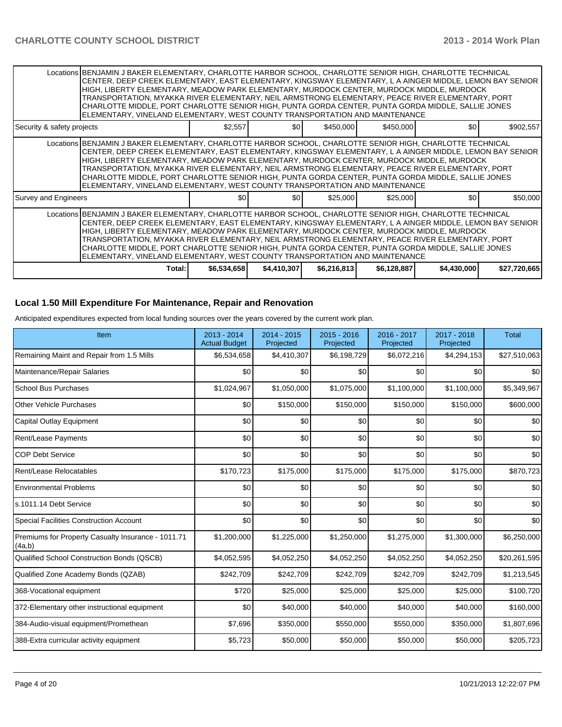| | | | | | | |
|---|---|---|---|---|---|---|
| Locations | BENJAMIN J BAKER ELEMENTARY, CHARLOTTE HARBOR SCHOOL, CHARLOTTE SENIOR HIGH, CHARLOTTE TECHNICAL CENTER, DEEP CREEK ELEMENTARY, EAST ELEMENTARY, KINGSWAY ELEMENTARY, L A AINGER MIDDLE, LEMON BAY SENIOR HIGH, LIBERTY ELEMENTARY, MEADOW PARK ELEMENTARY, MURDOCK CENTER, MURDOCK MIDDLE, MURDOCK TRANSPORTATION, MYAKKA RIVER ELEMENTARY, NEIL ARMSTRONG ELEMENTARY, PEACE RIVER ELEMENTARY, PORT CHARLOTTE MIDDLE, PORT CHARLOTTE SENIOR HIGH, PUNTA GORDA CENTER, PUNTA GORDA MIDDLE, SALLIE JONES ELEMENTARY, VINELAND ELEMENTARY, WEST COUNTY TRANSPORTATION AND MAINTENANCE | | | | | |
| Security & safety projects | $2,557 | $0 | $450,000 | $450,000 | $0 | $902,557 |
| Locations | BENJAMIN J BAKER ELEMENTARY, CHARLOTTE HARBOR SCHOOL, CHARLOTTE SENIOR HIGH, CHARLOTTE TECHNICAL CENTER, DEEP CREEK ELEMENTARY, EAST ELEMENTARY, KINGSWAY ELEMENTARY, L A AINGER MIDDLE, LEMON BAY SENIOR HIGH, LIBERTY ELEMENTARY, MEADOW PARK ELEMENTARY, MURDOCK CENTER, MURDOCK MIDDLE, MURDOCK TRANSPORTATION, MYAKKA RIVER ELEMENTARY, NEIL ARMSTRONG ELEMENTARY, PEACE RIVER ELEMENTARY, PORT CHARLOTTE MIDDLE, PORT CHARLOTTE SENIOR HIGH, PUNTA GORDA CENTER, PUNTA GORDA MIDDLE, SALLIE JONES ELEMENTARY, VINELAND ELEMENTARY, WEST COUNTY TRANSPORTATION AND MAINTENANCE | | | | | |
| Survey and Engineers | $0 | $0 | $25,000 | $25,000 | $0 | $50,000 |
| Locations | BENJAMIN J BAKER ELEMENTARY, CHARLOTTE HARBOR SCHOOL, CHARLOTTE SENIOR HIGH, CHARLOTTE TECHNICAL CENTER, DEEP CREEK ELEMENTARY, EAST ELEMENTARY, KINGSWAY ELEMENTARY, L A AINGER MIDDLE, LEMON BAY SENIOR HIGH, LIBERTY ELEMENTARY, MEADOW PARK ELEMENTARY, MURDOCK CENTER, MURDOCK MIDDLE, MURDOCK TRANSPORTATION, MYAKKA RIVER ELEMENTARY, NEIL ARMSTRONG ELEMENTARY, PEACE RIVER ELEMENTARY, PORT CHARLOTTE MIDDLE, PORT CHARLOTTE SENIOR HIGH, PUNTA GORDA CENTER, PUNTA GORDA MIDDLE, SALLIE JONES ELEMENTARY, VINELAND ELEMENTARY, WEST COUNTY TRANSPORTATION AND MAINTENANCE | | | | | |
| Total: | $6,534,658 | $4,410,307 | $6,216,813 | $6,128,887 | $4,430,000 | $27,720,665 |

## Local 1.50 Mill Expenditure For Maintenance, Repair and Renovation

Anticipated expenditures expected from local funding sources over the years covered by the current work plan.

| Item | 2013 - 2014 Actual Budget | 2014 - 2015 Projected | 2015 - 2016 Projected | 2016 - 2017 Projected | 2017 - 2018 Projected | Total |
|---|---|---|---|---|---|---|
| Remaining Maint and Repair from 1.5 Mills | $6,534,658 | $4,410,307 | $6,198,729 | $6,072,216 | $4,294,153 | $27,510,063 |
| Maintenance/Repair Salaries | $0 | $0 | $0 | $0 | $0 | $0 |
| School Bus Purchases | $1,024,967 | $1,050,000 | $1,075,000 | $1,100,000 | $1,100,000 | $5,349,967 |
| Other Vehicle Purchases | $0 | $150,000 | $150,000 | $150,000 | $150,000 | $600,000 |
| Capital Outlay Equipment | $0 | $0 | $0 | $0 | $0 | $0 |
| Rent/Lease Payments | $0 | $0 | $0 | $0 | $0 | $0 |
| COP Debt Service | $0 | $0 | $0 | $0 | $0 | $0 |
| Rent/Lease Relocatables | $170,723 | $175,000 | $175,000 | $175,000 | $175,000 | $870,723 |
| Environmental Problems | $0 | $0 | $0 | $0 | $0 | $0 |
| s.1011.14 Debt Service | $0 | $0 | $0 | $0 | $0 | $0 |
| Special Facilities Construction Account | $0 | $0 | $0 | $0 | $0 | $0 |
| Premiums for Property Casualty Insurance - 1011.71 (4a,b) | $1,200,000 | $1,225,000 | $1,250,000 | $1,275,000 | $1,300,000 | $6,250,000 |
| Qualified School Construction Bonds (QSCB) | $4,052,595 | $4,052,250 | $4,052,250 | $4,052,250 | $4,052,250 | $20,261,595 |
| Qualified Zone Academy Bonds (QZAB) | $242,709 | $242,709 | $242,709 | $242,709 | $242,709 | $1,213,545 |
| 368-Vocational equipment | $720 | $25,000 | $25,000 | $25,000 | $25,000 | $100,720 |
| 372-Elementary other instructional equipment | $0 | $40,000 | $40,000 | $40,000 | $40,000 | $160,000 |
| 384-Audio-visual equipment/Promethean | $7,696 | $350,000 | $550,000 | $550,000 | $350,000 | $1,807,696 |
| 388-Extra curricular activity equipment | $5,723 | $50,000 | $50,000 | $50,000 | $50,000 | $205,723 |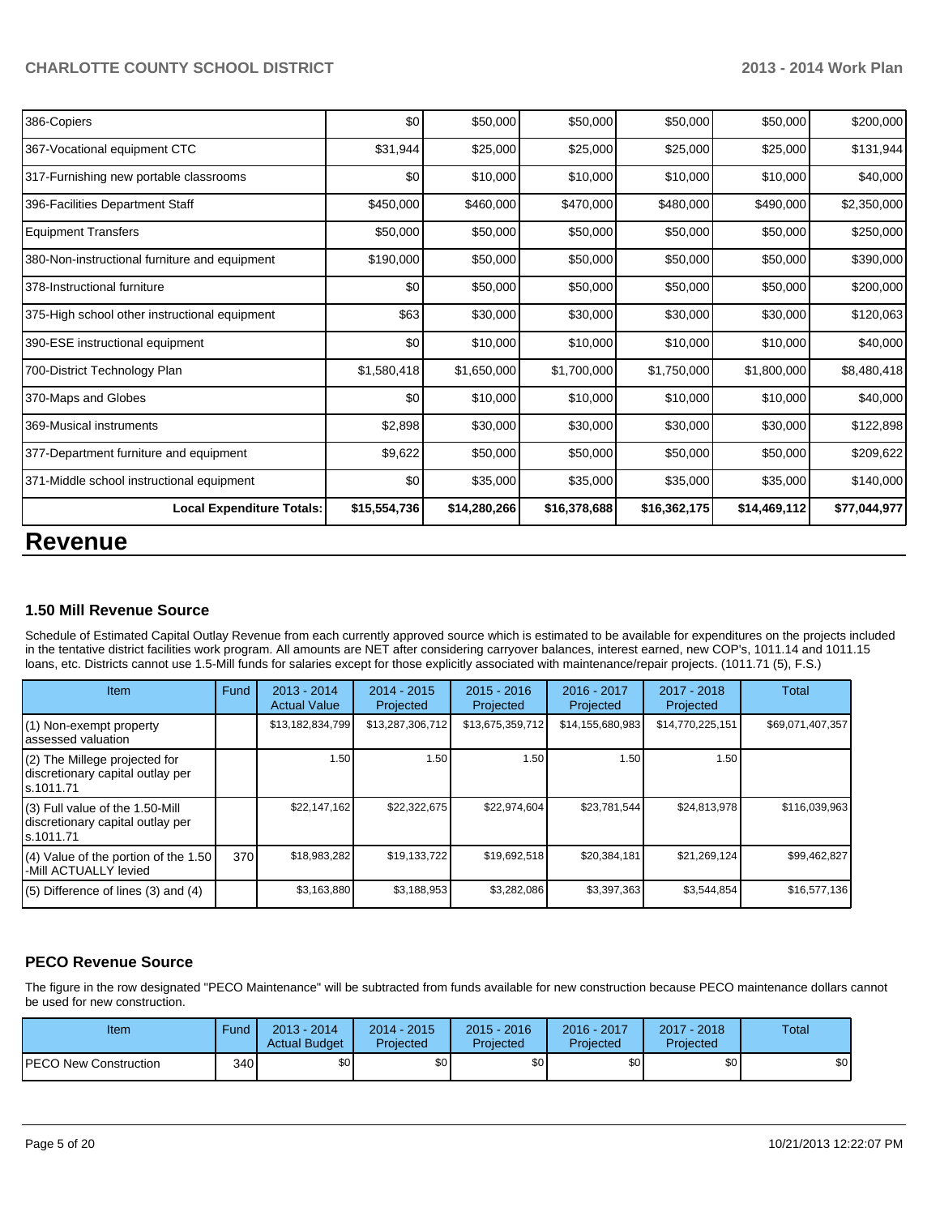| | | | | | | |
|---|---|---|---|---|---|---|
| 386-Copiers | $0 | $50,000 | $50,000 | $50,000 | $50,000 | $200,000 |
| 367-Vocational equipment CTC | $31,944 | $25,000 | $25,000 | $25,000 | $25,000 | $131,944 |
| 317-Furnishing new portable classrooms | $0 | $10,000 | $10,000 | $10,000 | $10,000 | $40,000 |
| 396-Facilities Department Staff | $450,000 | $460,000 | $470,000 | $480,000 | $490,000 | $2,350,000 |
| Equipment Transfers | $50,000 | $50,000 | $50,000 | $50,000 | $50,000 | $250,000 |
| 380-Non-instructional furniture and equipment | $190,000 | $50,000 | $50,000 | $50,000 | $50,000 | $390,000 |
| 378-Instructional furniture | $0 | $50,000 | $50,000 | $50,000 | $50,000 | $200,000 |
| 375-High school other instructional equipment | $63 | $30,000 | $30,000 | $30,000 | $30,000 | $120,063 |
| 390-ESE instructional equipment | $0 | $10,000 | $10,000 | $10,000 | $10,000 | $40,000 |
| 700-District Technology Plan | $1,580,418 | $1,650,000 | $1,700,000 | $1,750,000 | $1,800,000 | $8,480,418 |
| 370-Maps and Globes | $0 | $10,000 | $10,000 | $10,000 | $10,000 | $40,000 |
| 369-Musical instruments | $2,898 | $30,000 | $30,000 | $30,000 | $30,000 | $122,898 |
| 377-Department furniture and equipment | $9,622 | $50,000 | $50,000 | $50,000 | $50,000 | $209,622 |
| 371-Middle school instructional equipment | $0 | $35,000 | $35,000 | $35,000 | $35,000 | $140,000 |
| **Local Expenditure Totals:** | **$15,554,736** | **$14,280,266** | **$16,378,688** | **$16,362,175** | **$14,469,112** | **$77,044,977** |

# Revenue

### 1.50 Mill Revenue Source

Schedule of Estimated Capital Outlay Revenue from each currently approved source which is estimated to be available for expenditures on the projects included in the tentative district facilities work program. All amounts are NET after considering carryover balances, interest earned, new COP's, 1011.14 and 1011.15 loans, etc. Districts cannot use 1.5-Mill funds for salaries except for those explicitly associated with maintenance/repair projects. (1011.71 (5), F.S.)

| Item | Fund | 2013 - 2014 Actual Value | 2014 - 2015 Projected | 2015 - 2016 Projected | 2016 - 2017 Projected | 2017 - 2018 Projected | Total |
|---|---|---|---|---|---|---|---|
| (1) Non-exempt property assessed valuation | | $13,182,834,799 | $13,287,306,712 | $13,675,359,712 | $14,155,680,983 | $14,770,225,151 | $69,071,407,357 |
| (2) The Millege projected for discretionary capital outlay per s.1011.71 | | 1.50 | 1.50 | 1.50 | 1.50 | 1.50 | |
| (3) Full value of the 1.50-Mill discretionary capital outlay per s.1011.71 | | $22,147,162 | $22,322,675 | $22,974,604 | $23,781,544 | $24,813,978 | $116,039,963 |
| (4) Value of the portion of the 1.50 -Mill ACTUALLY levied | 370 | $18,983,282 | $19,133,722 | $19,692,518 | $20,384,181 | $21,269,124 | $99,462,827 |
| (5) Difference of lines (3) and (4) | | $3,163,880 | $3,188,953 | $3,282,086 | $3,397,363 | $3,544,854 | $16,577,136 |

### PECO Revenue Source

The figure in the row designated "PECO Maintenance" will be subtracted from funds available for new construction because PECO maintenance dollars cannot be used for new construction.

| Item | Fund | 2013 - 2014 Actual Budget | 2014 - 2015 Projected | 2015 - 2016 Projected | 2016 - 2017 Projected | 2017 - 2018 Projected | Total |
|---|---|---|---|---|---|---|---|
| PECO New Construction | 340 | $0 | $0 | $0 | $0 | $0 | $0 |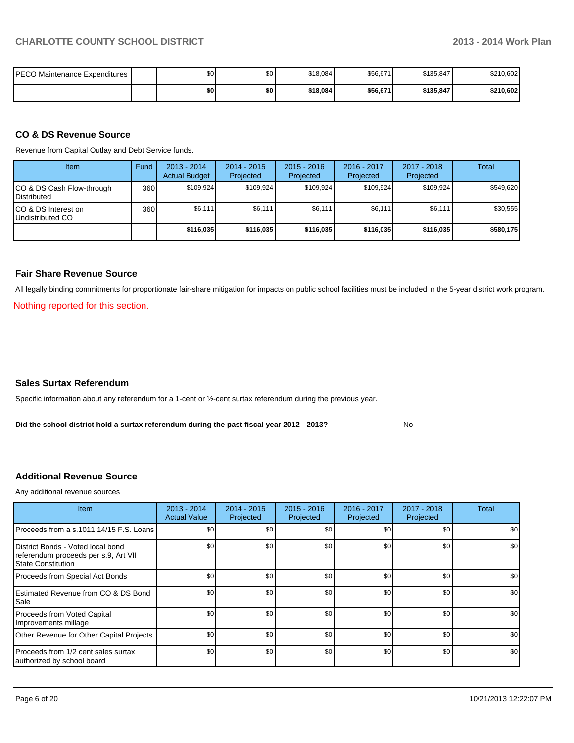| PECO Maintenance Expenditures | | $0 | $0 | $18,084 | $56,671 | $135,847 | $210,602 |
|---|---|---|---|---|---|---|---|
| | | **$0** | **$0** | **$18,084** | **$56,671** | **$135,847** | **$210,602** |

## CO & DS Revenue Source

Revenue from Capital Outlay and Debt Service funds.

| Item | Fund | 2013 - 2014 Actual Budget | 2014 - 2015 Projected | 2015 - 2016 Projected | 2016 - 2017 Projected | 2017 - 2018 Projected | Total |
|---|---|---|---|---|---|---|---|
| CO & DS Cash Flow-through Distributed | 360 | $109,924 | $109,924 | $109,924 | $109,924 | $109,924 | $549,620 |
| CO & DS Interest on Undistributed CO | 360 | $6,111 | $6,111 | $6,111 | $6,111 | $6,111 | $30,555 |
| | | **$116,035** | **$116,035** | **$116,035** | **$116,035** | **$116,035** | **$580,175** |

## Fair Share Revenue Source

All legally binding commitments for proportionate fair-share mitigation for impacts on public school facilities must be included in the 5-year district work program.

Nothing reported for this section.

## Sales Surtax Referendum

Specific information about any referendum for a 1-cent or ½-cent surtax referendum during the previous year.

**Did the school district hold a surtax referendum during the past fiscal year 2012 - 2013?** No

## Additional Revenue Source

Any additional revenue sources

| Item | 2013 - 2014 Actual Value | 2014 - 2015 Projected | 2015 - 2016 Projected | 2016 - 2017 Projected | 2017 - 2018 Projected | Total |
|---|---|---|---|---|---|---|
| Proceeds from a s.1011.14/15 F.S. Loans | $0 | $0 | $0 | $0 | $0 | $0 |
| District Bonds - Voted local bond referendum proceeds per s.9, Art VII State Constitution | $0 | $0 | $0 | $0 | $0 | $0 |
| Proceeds from Special Act Bonds | $0 | $0 | $0 | $0 | $0 | $0 |
| Estimated Revenue from CO & DS Bond Sale | $0 | $0 | $0 | $0 | $0 | $0 |
| Proceeds from Voted Capital Improvements millage | $0 | $0 | $0 | $0 | $0 | $0 |
| Other Revenue for Other Capital Projects | $0 | $0 | $0 | $0 | $0 | $0 |
| Proceeds from 1/2 cent sales surtax authorized by school board | $0 | $0 | $0 | $0 | $0 | $0 |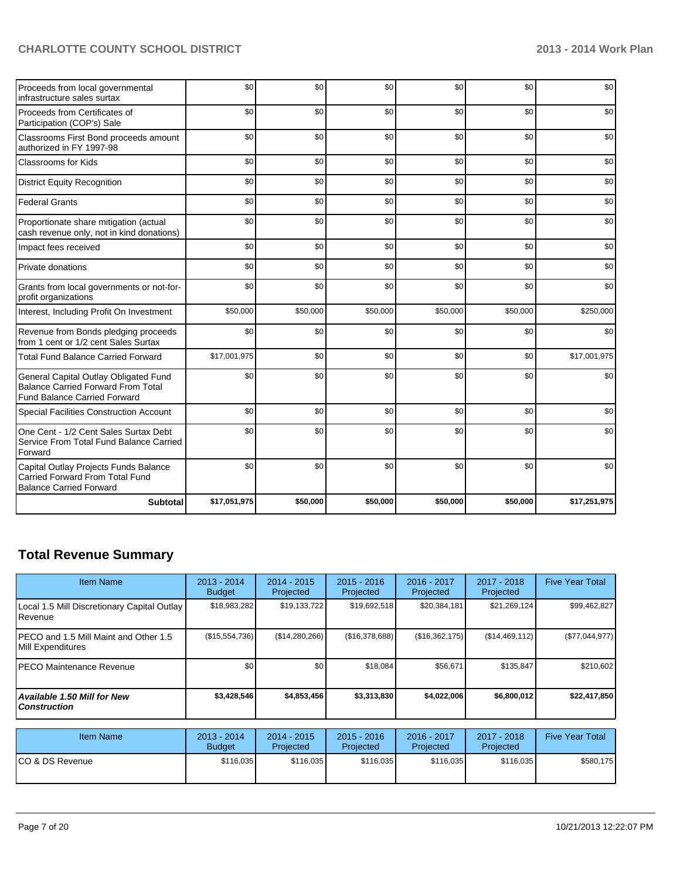| | | | | | | |
|---|---|---|---|---|---|---|
| Proceeds from local governmental infrastructure sales surtax | $0 | $0 | $0 | $0 | $0 | $0 |
| Proceeds from Certificates of Participation (COP's) Sale | $0 | $0 | $0 | $0 | $0 | $0 |
| Classrooms First Bond proceeds amount authorized in FY 1997-98 | $0 | $0 | $0 | $0 | $0 | $0 |
| Classrooms for Kids | $0 | $0 | $0 | $0 | $0 | $0 |
| District Equity Recognition | $0 | $0 | $0 | $0 | $0 | $0 |
| Federal Grants | $0 | $0 | $0 | $0 | $0 | $0 |
| Proportionate share mitigation (actual cash revenue only, not in kind donations) | $0 | $0 | $0 | $0 | $0 | $0 |
| Impact fees received | $0 | $0 | $0 | $0 | $0 | $0 |
| Private donations | $0 | $0 | $0 | $0 | $0 | $0 |
| Grants from local governments or not-for-profit organizations | $0 | $0 | $0 | $0 | $0 | $0 |
| Interest, Including Profit On Investment | $50,000 | $50,000 | $50,000 | $50,000 | $50,000 | $250,000 |
| Revenue from Bonds pledging proceeds from 1 cent or 1/2 cent Sales Surtax | $0 | $0 | $0 | $0 | $0 | $0 |
| Total Fund Balance Carried Forward | $17,001,975 | $0 | $0 | $0 | $0 | $17,001,975 |
| General Capital Outlay Obligated Fund Balance Carried Forward From Total Fund Balance Carried Forward | $0 | $0 | $0 | $0 | $0 | $0 |
| Special Facilities Construction Account | $0 | $0 | $0 | $0 | $0 | $0 |
| One Cent - 1/2 Cent Sales Surtax Debt Service From Total Fund Balance Carried Forward | $0 | $0 | $0 | $0 | $0 | $0 |
| Capital Outlay Projects Funds Balance Carried Forward From Total Fund Balance Carried Forward | $0 | $0 | $0 | $0 | $0 | $0 |
| **Subtotal** | **$17,051,975** | **$50,000** | **$50,000** | **$50,000** | **$50,000** | **$17,251,975** |

## Total Revenue Summary

| Item Name | 2013 - 2014 Budget | 2014 - 2015 Projected | 2015 - 2016 Projected | 2016 - 2017 Projected | 2017 - 2018 Projected | Five Year Total |
|---|---|---|---|---|---|---|
| Local 1.5 Mill Discretionary Capital Outlay Revenue | $18,983,282 | $19,133,722 | $19,692,518 | $20,384,181 | $21,269,124 | $99,462,827 |
| PECO and 1.5 Mill Maint and Other 1.5 Mill Expenditures | ($15,554,736) | ($14,280,266) | ($16,378,688) | ($16,362,175) | ($14,469,112) | ($77,044,977) |
| PECO Maintenance Revenue | $0 | $0 | $18,084 | $56,671 | $135,847 | $210,602 |
| ***Available 1.50 Mill for New Construction*** | **$3,428,546** | **$4,853,456** | **$3,313,830** | **$4,022,006** | **$6,800,012** | **$22,417,850** |

| Item Name | 2013 - 2014 Budget | 2014 - 2015 Projected | 2015 - 2016 Projected | 2016 - 2017 Projected | 2017 - 2018 Projected | Five Year Total |
|---|---|---|---|---|---|---|
| CO & DS Revenue | $116,035 | $116,035 | $116,035 | $116,035 | $116,035 | $580,175 |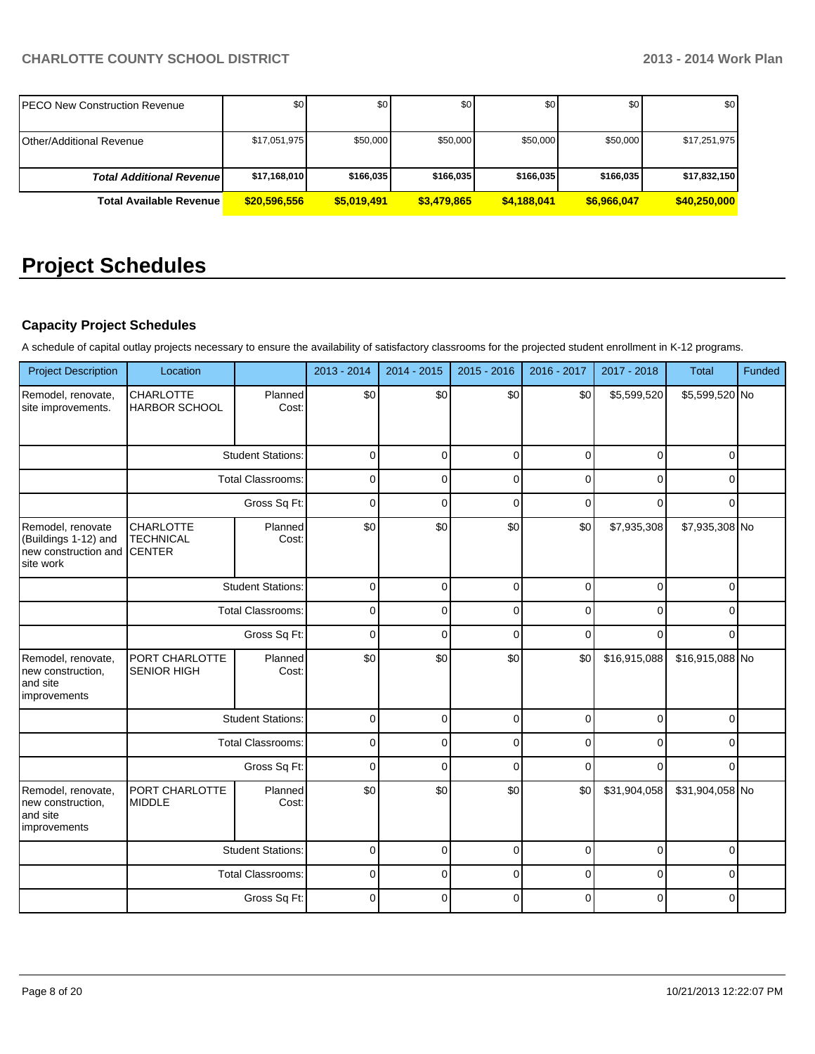| | | | | | | |
|---|---|---|---|---|---|---|
| PECO New Construction Revenue | $0 | $0 | $0 | $0 | $0 | $0 |
| Other/Additional Revenue | $17,051,975 | $50,000 | $50,000 | $50,000 | $50,000 | $17,251,975 |
| ***Total Additional Revenue*** | **$17,168,010** | **$166,035** | **$166,035** | **$166,035** | **$166,035** | **$17,832,150** |
| **Total Available Revenue** | **$20,596,556** | **$5,019,491** | **$3,479,865** | **$4,188,041** | **$6,966,047** | **$40,250,000** |

# Project Schedules

### Capacity Project Schedules

A schedule of capital outlay projects necessary to ensure the availability of satisfactory classrooms for the projected student enrollment in K-12 programs.

| Project Description | Location | | 2013 - 2014 | 2014 - 2015 | 2015 - 2016 | 2016 - 2017 | 2017 - 2018 | Total | Funded |
|---|---|---|---|---|---|---|---|---|---|
| Remodel, renovate, site improvements. | CHARLOTTE HARBOR SCHOOL | Planned Cost: | $0 | $0 | $0 | $0 | $5,599,520 | $5,599,520 | No |
| | | Student Stations: | 0 | 0 | 0 | 0 | 0 | 0 | |
| | | Total Classrooms: | 0 | 0 | 0 | 0 | 0 | 0 | |
| | | Gross Sq Ft: | 0 | 0 | 0 | 0 | 0 | 0 | |
| Remodel, renovate (Buildings 1-12) and new construction and site work | CHARLOTTE TECHNICAL CENTER | Planned Cost: | $0 | $0 | $0 | $0 | $7,935,308 | $7,935,308 | No |
| | | Student Stations: | 0 | 0 | 0 | 0 | 0 | 0 | |
| | | Total Classrooms: | 0 | 0 | 0 | 0 | 0 | 0 | |
| | | Gross Sq Ft: | 0 | 0 | 0 | 0 | 0 | 0 | |
| Remodel, renovate, new construction, and site improvements | PORT CHARLOTTE SENIOR HIGH | Planned Cost: | $0 | $0 | $0 | $0 | $16,915,088 | $16,915,088 | No |
| | | Student Stations: | 0 | 0 | 0 | 0 | 0 | 0 | |
| | | Total Classrooms: | 0 | 0 | 0 | 0 | 0 | 0 | |
| | | Gross Sq Ft: | 0 | 0 | 0 | 0 | 0 | 0 | |
| Remodel, renovate, new construction, and site improvements | PORT CHARLOTTE MIDDLE | Planned Cost: | $0 | $0 | $0 | $0 | $31,904,058 | $31,904,058 | No |
| | | Student Stations: | 0 | 0 | 0 | 0 | 0 | 0 | |
| | | Total Classrooms: | 0 | 0 | 0 | 0 | 0 | 0 | |
| | | Gross Sq Ft: | 0 | 0 | 0 | 0 | 0 | 0 | |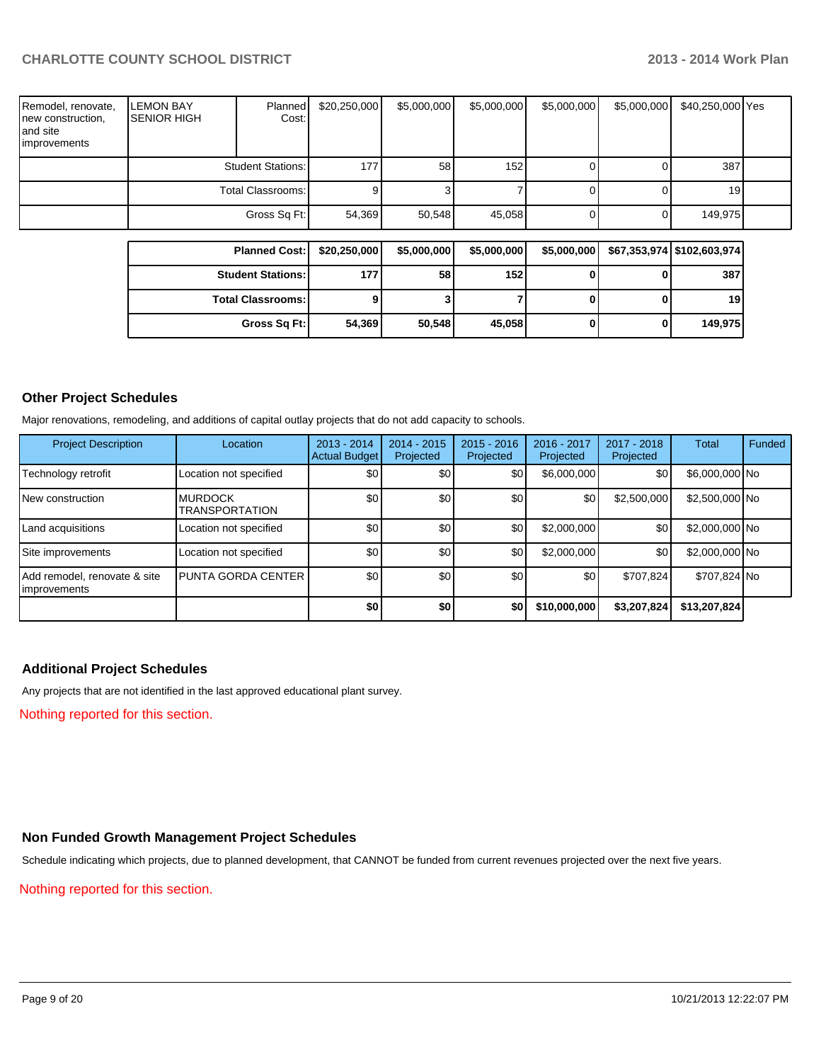| | | | | | | | | | |
|---|---|---|---|---|---|---|---|---|---|
| Remodel, renovate, new construction, and site improvements | LEMON BAY SENIOR HIGH | Planned Cost: | $20,250,000 | $5,000,000 | $5,000,000 | $5,000,000 | $5,000,000 | $40,250,000 | Yes |
| | | Student Stations: | 177 | 58 | 152 | 0 | 0 | 387 | |
| | | Total Classrooms: | 9 | 3 | 7 | 0 | 0 | 19 | |
| | | Gross Sq Ft: | 54,369 | 50,548 | 45,058 | 0 | 0 | 149,975 | |

| | | | | | | |
|---|---|---|---|---|---|---|
| **Planned Cost:** | **$20,250,000** | **$5,000,000** | **$5,000,000** | **$5,000,000** | **$67,353,974** | **$102,603,974** |
| **Student Stations:** | **177** | **58** | **152** | **0** | **0** | **387** |
| **Total Classrooms:** | **9** | **3** | **7** | **0** | **0** | **19** |
| **Gross Sq Ft:** | **54,369** | **50,548** | **45,058** | **0** | **0** | **149,975** |

## Other Project Schedules

Major renovations, remodeling, and additions of capital outlay projects that do not add capacity to schools.

| Project Description | Location | 2013 - 2014 Actual Budget | 2014 - 2015 Projected | 2015 - 2016 Projected | 2016 - 2017 Projected | 2017 - 2018 Projected | Total | Funded |
|---|---|---|---|---|---|---|---|---|
| Technology retrofit | Location not specified | $0 | $0 | $0 | $6,000,000 | $0 | $6,000,000 | No |
| New construction | MURDOCK TRANSPORTATION | $0 | $0 | $0 | $0 | $2,500,000 | $2,500,000 | No |
| Land acquisitions | Location not specified | $0 | $0 | $0 | $2,000,000 | $0 | $2,000,000 | No |
| Site improvements | Location not specified | $0 | $0 | $0 | $2,000,000 | $0 | $2,000,000 | No |
| Add remodel, renovate & site improvements | PUNTA GORDA CENTER | $0 | $0 | $0 | $0 | $707,824 | $707,824 | No |
| | | **$0** | **$0** | **$0** | **$10,000,000** | **$3,207,824** | **$13,207,824** | |

## Additional Project Schedules

Any projects that are not identified in the last approved educational plant survey.

Nothing reported for this section.

## Non Funded Growth Management Project Schedules

Schedule indicating which projects, due to planned development, that CANNOT be funded from current revenues projected over the next five years.

Nothing reported for this section.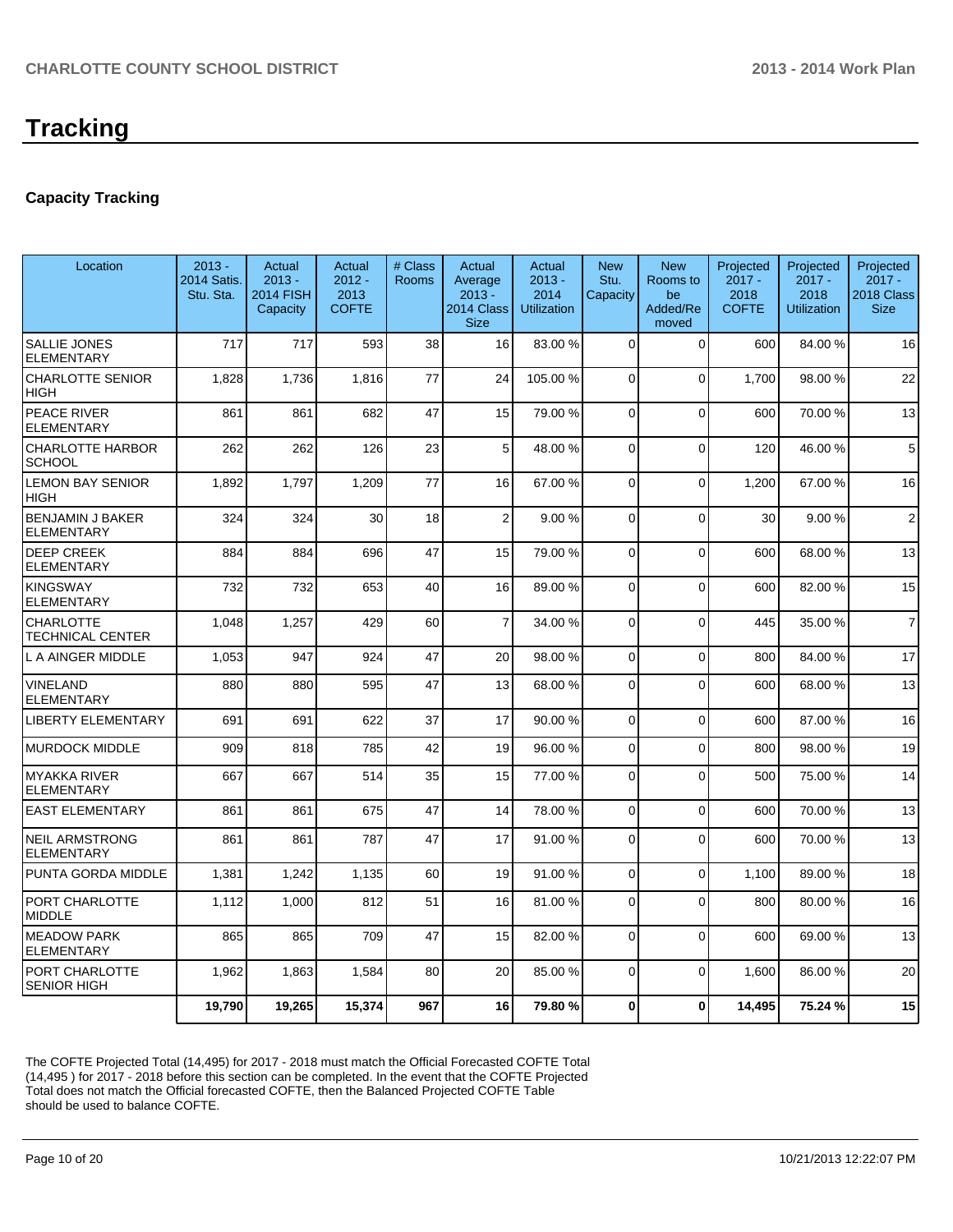# Tracking

## Capacity Tracking

| Location | 2013 - 2014 Satis. Stu. Sta. | Actual 2013 - 2014 FISH Capacity | Actual 2012 - 2013 COFTE | # Class Rooms | Actual Average 2013 - 2014 Class Size | Actual 2013 - 2014 Utilization | New Stu. Capacity | New Rooms to be Added/Removed | Projected 2017 - 2018 COFTE | Projected 2017 - 2018 Utilization | Projected 2017 - 2018 Class Size |
|---|---|---|---|---|---|---|---|---|---|---|---|
| SALLIE JONES ELEMENTARY | 717 | 717 | 593 | 38 | 16 | 83.00 % | 0 | 0 | 600 | 84.00 % | 16 |
| CHARLOTTE SENIOR HIGH | 1,828 | 1,736 | 1,816 | 77 | 24 | 105.00 % | 0 | 0 | 1,700 | 98.00 % | 22 |
| PEACE RIVER ELEMENTARY | 861 | 861 | 682 | 47 | 15 | 79.00 % | 0 | 0 | 600 | 70.00 % | 13 |
| CHARLOTTE HARBOR SCHOOL | 262 | 262 | 126 | 23 | 5 | 48.00 % | 0 | 0 | 120 | 46.00 % | 5 |
| LEMON BAY SENIOR HIGH | 1,892 | 1,797 | 1,209 | 77 | 16 | 67.00 % | 0 | 0 | 1,200 | 67.00 % | 16 |
| BENJAMIN J BAKER ELEMENTARY | 324 | 324 | 30 | 18 | 2 | 9.00 % | 0 | 0 | 30 | 9.00 % | 2 |
| DEEP CREEK ELEMENTARY | 884 | 884 | 696 | 47 | 15 | 79.00 % | 0 | 0 | 600 | 68.00 % | 13 |
| KINGSWAY ELEMENTARY | 732 | 732 | 653 | 40 | 16 | 89.00 % | 0 | 0 | 600 | 82.00 % | 15 |
| CHARLOTTE TECHNICAL CENTER | 1,048 | 1,257 | 429 | 60 | 7 | 34.00 % | 0 | 0 | 445 | 35.00 % | 7 |
| L A AINGER MIDDLE | 1,053 | 947 | 924 | 47 | 20 | 98.00 % | 0 | 0 | 800 | 84.00 % | 17 |
| VINELAND ELEMENTARY | 880 | 880 | 595 | 47 | 13 | 68.00 % | 0 | 0 | 600 | 68.00 % | 13 |
| LIBERTY ELEMENTARY | 691 | 691 | 622 | 37 | 17 | 90.00 % | 0 | 0 | 600 | 87.00 % | 16 |
| MURDOCK MIDDLE | 909 | 818 | 785 | 42 | 19 | 96.00 % | 0 | 0 | 800 | 98.00 % | 19 |
| MYAKKA RIVER ELEMENTARY | 667 | 667 | 514 | 35 | 15 | 77.00 % | 0 | 0 | 500 | 75.00 % | 14 |
| EAST ELEMENTARY | 861 | 861 | 675 | 47 | 14 | 78.00 % | 0 | 0 | 600 | 70.00 % | 13 |
| NEIL ARMSTRONG ELEMENTARY | 861 | 861 | 787 | 47 | 17 | 91.00 % | 0 | 0 | 600 | 70.00 % | 13 |
| PUNTA GORDA MIDDLE | 1,381 | 1,242 | 1,135 | 60 | 19 | 91.00 % | 0 | 0 | 1,100 | 89.00 % | 18 |
| PORT CHARLOTTE MIDDLE | 1,112 | 1,000 | 812 | 51 | 16 | 81.00 % | 0 | 0 | 800 | 80.00 % | 16 |
| MEADOW PARK ELEMENTARY | 865 | 865 | 709 | 47 | 15 | 82.00 % | 0 | 0 | 600 | 69.00 % | 13 |
| PORT CHARLOTTE SENIOR HIGH | 1,962 | 1,863 | 1,584 | 80 | 20 | 85.00 % | 0 | 0 | 1,600 | 86.00 % | 20 |
| | **19,790** | **19,265** | **15,374** | **967** | **16** | **79.80 %** | **0** | **0** | **14,495** | **75.24 %** | **15** |

The COFTE Projected Total (14,495) for 2017 - 2018 must match the Official Forecasted COFTE Total (14,495 ) for 2017 - 2018 before this section can be completed. In the event that the COFTE Projected Total does not match the Official forecasted COFTE, then the Balanced Projected COFTE Table should be used to balance COFTE.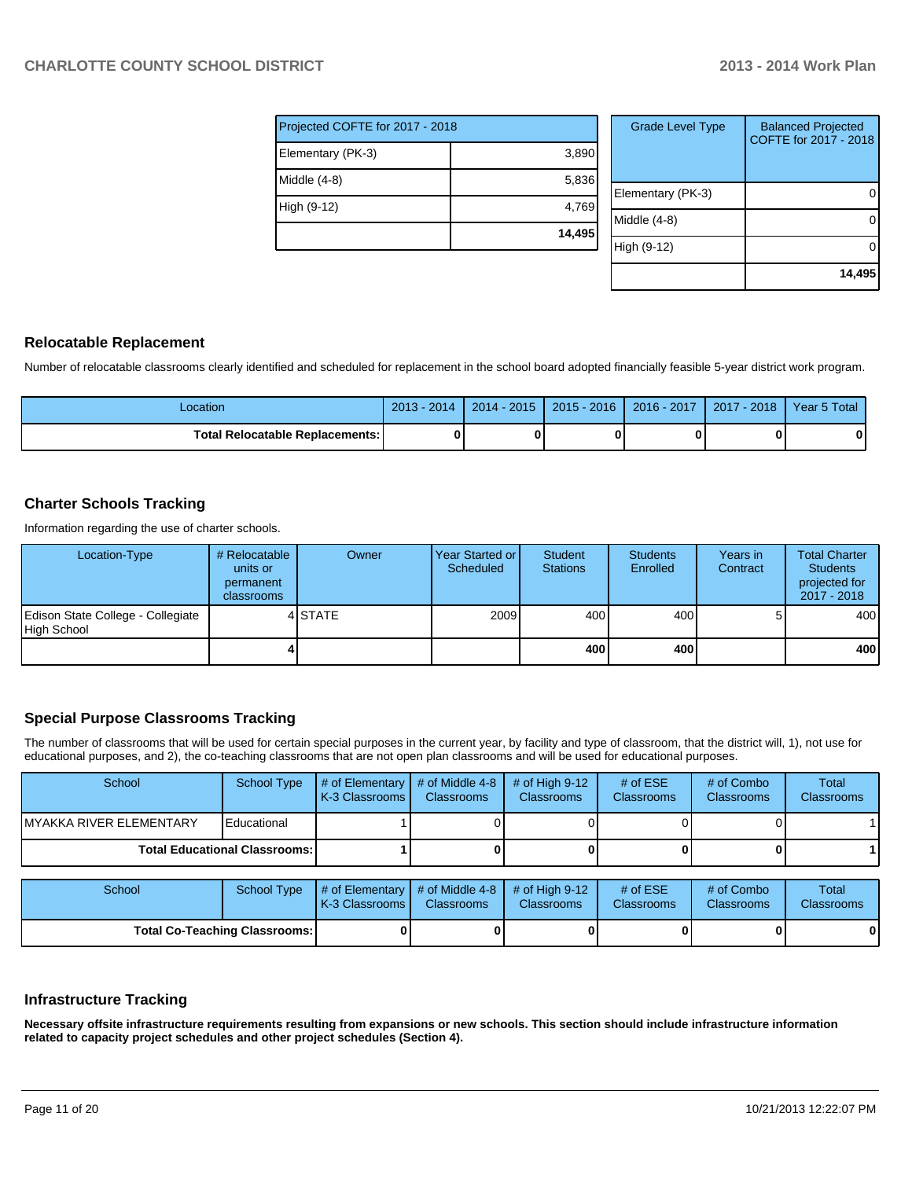| Projected COFTE for 2017 - 2018 | |
|---|---|
| Elementary (PK-3) | 3,890 |
| Middle (4-8) | 5,836 |
| High (9-12) | 4,769 |
| | **14,495** |

| Grade Level Type | Balanced Projected COFTE for 2017 - 2018 |
|---|---|
| Elementary (PK-3) | 0 |
| Middle (4-8) | 0 |
| High (9-12) | 0 |
| | **14,495** |

## Relocatable Replacement

Number of relocatable classrooms clearly identified and scheduled for replacement in the school board adopted financially feasible 5-year district work program.

| Location | 2013 - 2014 | 2014 - 2015 | 2015 - 2016 | 2016 - 2017 | 2017 - 2018 | Year 5 Total |
|---|---|---|---|---|---|---|
| **Total Relocatable Replacements:** | **0** | **0** | **0** | **0** | **0** | **0** |

## Charter Schools Tracking

Information regarding the use of charter schools.

| Location-Type | # Relocatable units or permanent classrooms | Owner | Year Started or Scheduled | Student Stations | Students Enrolled | Years in Contract | Total Charter Students projected for 2017 - 2018 |
|---|---|---|---|---|---|---|---|
| Edison State College - Collegiate High School | 4 | STATE | 2009 | 400 | 400 | 5 | 400 |
| | **4** | | | **400** | **400** | | **400** |

## Special Purpose Classrooms Tracking

The number of classrooms that will be used for certain special purposes in the current year, by facility and type of classroom, that the district will, 1), not use for educational purposes, and 2), the co-teaching classrooms that are not open plan classrooms and will be used for educational purposes.

| School | School Type | # of Elementary K-3 Classrooms | # of Middle 4-8 Classrooms | # of High 9-12 Classrooms | # of ESE Classrooms | # of Combo Classrooms | Total Classrooms |
|---|---|---|---|---|---|---|---|
| MYAKKA RIVER ELEMENTARY | Educational | 1 | 0 | 0 | 0 | 0 | 1 |
| **Total Educational Classrooms:** | | **1** | **0** | **0** | **0** | **0** | **1** |

| School | School Type | # of Elementary K-3 Classrooms | # of Middle 4-8 Classrooms | # of High 9-12 Classrooms | # of ESE Classrooms | # of Combo Classrooms | Total Classrooms |
|---|---|---|---|---|---|---|---|
| **Total Co-Teaching Classrooms:** | | **0** | **0** | **0** | **0** | **0** | **0** |

## Infrastructure Tracking

**Necessary offsite infrastructure requirements resulting from expansions or new schools. This section should include infrastructure information related to capacity project schedules and other project schedules (Section 4).**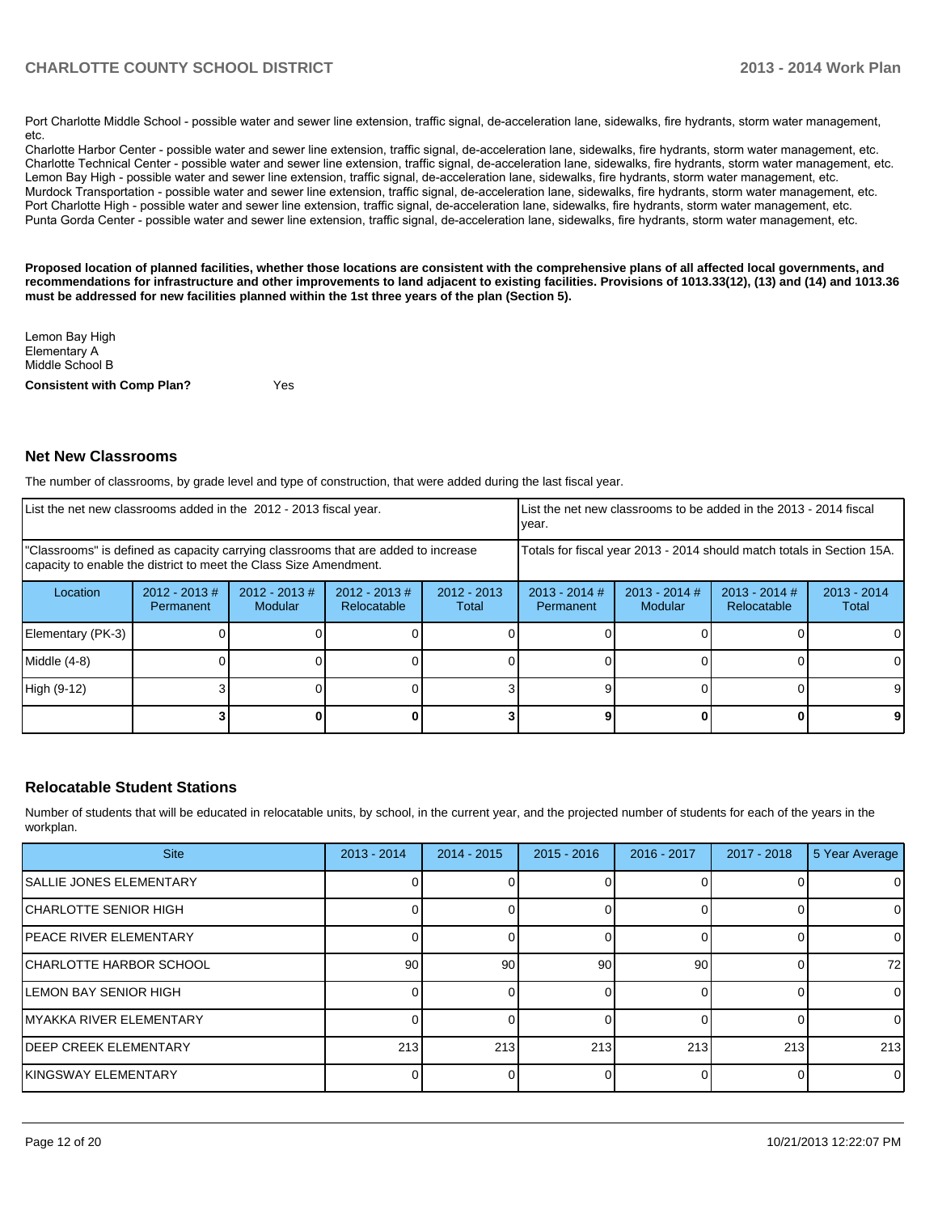Port Charlotte Middle School - possible water and sewer line extension, traffic signal, de-acceleration lane, sidewalks, fire hydrants, storm water management, etc.
Charlotte Harbor Center - possible water and sewer line extension, traffic signal, de-acceleration lane, sidewalks, fire hydrants, storm water management, etc.
Charlotte Technical Center - possible water and sewer line extension, traffic signal, de-acceleration lane, sidewalks, fire hydrants, storm water management, etc.
Lemon Bay High - possible water and sewer line extension, traffic signal, de-acceleration lane, sidewalks, fire hydrants, storm water management, etc.
Murdock Transportation - possible water and sewer line extension, traffic signal, de-acceleration lane, sidewalks, fire hydrants, storm water management, etc.
Port Charlotte High - possible water and sewer line extension, traffic signal, de-acceleration lane, sidewalks, fire hydrants, storm water management, etc.
Punta Gorda Center - possible water and sewer line extension, traffic signal, de-acceleration lane, sidewalks, fire hydrants, storm water management, etc.

**Proposed location of planned facilities, whether those locations are consistent with the comprehensive plans of all affected local governments, and recommendations for infrastructure and other improvements to land adjacent to existing facilities. Provisions of 1013.33(12), (13) and (14) and 1013.36 must be addressed for new facilities planned within the 1st three years of the plan (Section 5).**

Lemon Bay High
Elementary A
Middle School B

**Consistent with Comp Plan?** Yes

## Net New Classrooms

The number of classrooms, by grade level and type of construction, that were added during the last fiscal year.

| List the net new classrooms added in the 2012 - 2013 fiscal year. | | | | | List the net new classrooms to be added in the 2013 - 2014 fiscal year. | | | |
|---|---|---|---|---|---|---|---|---|
| "Classrooms" is defined as capacity carrying classrooms that are added to increase capacity to enable the district to meet the Class Size Amendment. | | | | | Totals for fiscal year 2013 - 2014 should match totals in Section 15A. | | | |
| Location | 2012 - 2013 # Permanent | 2012 - 2013 # Modular | 2012 - 2013 # Relocatable | 2012 - 2013 Total | 2013 - 2014 # Permanent | 2013 - 2014 # Modular | 2013 - 2014 # Relocatable | 2013 - 2014 Total |
| Elementary (PK-3) | 0 | 0 | 0 | 0 | 0 | 0 | 0 | 0 |
| Middle (4-8) | 0 | 0 | 0 | 0 | 0 | 0 | 0 | 0 |
| High (9-12) | 3 | 0 | 0 | 3 | 9 | 0 | 0 | 9 |
| | **3** | **0** | **0** | **3** | **9** | **0** | **0** | **9** |

## Relocatable Student Stations

Number of students that will be educated in relocatable units, by school, in the current year, and the projected number of students for each of the years in the workplan.

| Site | 2013 - 2014 | 2014 - 2015 | 2015 - 2016 | 2016 - 2017 | 2017 - 2018 | 5 Year Average |
|---|---|---|---|---|---|---|
| SALLIE JONES ELEMENTARY | 0 | 0 | 0 | 0 | 0 | 0 |
| CHARLOTTE SENIOR HIGH | 0 | 0 | 0 | 0 | 0 | 0 |
| PEACE RIVER ELEMENTARY | 0 | 0 | 0 | 0 | 0 | 0 |
| CHARLOTTE HARBOR SCHOOL | 90 | 90 | 90 | 90 | 0 | 72 |
| LEMON BAY SENIOR HIGH | 0 | 0 | 0 | 0 | 0 | 0 |
| MYAKKA RIVER ELEMENTARY | 0 | 0 | 0 | 0 | 0 | 0 |
| DEEP CREEK ELEMENTARY | 213 | 213 | 213 | 213 | 213 | 213 |
| KINGSWAY ELEMENTARY | 0 | 0 | 0 | 0 | 0 | 0 |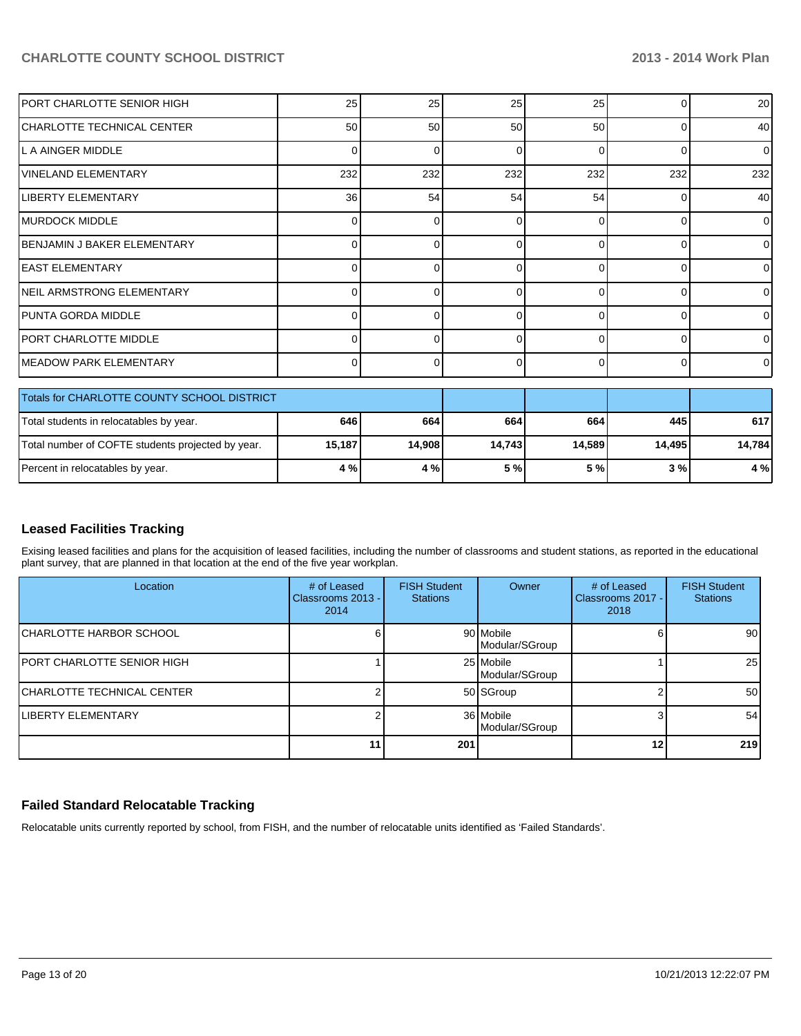| PORT CHARLOTTE SENIOR HIGH | 25 | 25 | 25 | 25 | 0 | 20 |
|---|---|---|---|---|---|---|
| CHARLOTTE TECHNICAL CENTER | 50 | 50 | 50 | 50 | 0 | 40 |
| L A AINGER MIDDLE | 0 | 0 | 0 | 0 | 0 | 0 |
| VINELAND ELEMENTARY | 232 | 232 | 232 | 232 | 232 | 232 |
| LIBERTY ELEMENTARY | 36 | 54 | 54 | 54 | 0 | 40 |
| MURDOCK MIDDLE | 0 | 0 | 0 | 0 | 0 | 0 |
| BENJAMIN J BAKER ELEMENTARY | 0 | 0 | 0 | 0 | 0 | 0 |
| EAST ELEMENTARY | 0 | 0 | 0 | 0 | 0 | 0 |
| NEIL ARMSTRONG ELEMENTARY | 0 | 0 | 0 | 0 | 0 | 0 |
| PUNTA GORDA MIDDLE | 0 | 0 | 0 | 0 | 0 | 0 |
| PORT CHARLOTTE MIDDLE | 0 | 0 | 0 | 0 | 0 | 0 |
| MEADOW PARK ELEMENTARY | 0 | 0 | 0 | 0 | 0 | 0 |

| Totals for CHARLOTTE COUNTY SCHOOL DISTRICT | | | | | | |
|---|---|---|---|---|---|---|
| Total students in relocatables by year. | **646** | **664** | **664** | **664** | **445** | **617** |
| Total number of COFTE students projected by year. | **15,187** | **14,908** | **14,743** | **14,589** | **14,495** | **14,784** |
| Percent in relocatables by year. | **4 %** | **4 %** | **5 %** | **5 %** | **3 %** | **4 %** |

## Leased Facilities Tracking

Exising leased facilities and plans for the acquisition of leased facilities, including the number of classrooms and student stations, as reported in the educational plant survey, that are planned in that location at the end of the five year workplan.

| Location | # of Leased Classrooms 2013 - 2014 | FISH Student Stations | Owner | # of Leased Classrooms 2017 - 2018 | FISH Student Stations |
|---|---|---|---|---|---|
| CHARLOTTE HARBOR SCHOOL | 6 | 90 | Mobile Modular/SGroup | 6 | 90 |
| PORT CHARLOTTE SENIOR HIGH | 1 | 25 | Mobile Modular/SGroup | 1 | 25 |
| CHARLOTTE TECHNICAL CENTER | 2 | 50 | SGroup | 2 | 50 |
| LIBERTY ELEMENTARY | 2 | 36 | Mobile Modular/SGroup | 3 | 54 |
| | **11** | **201** | | **12** | **219** |

## Failed Standard Relocatable Tracking

Relocatable units currently reported by school, from FISH, and the number of relocatable units identified as 'Failed Standards'.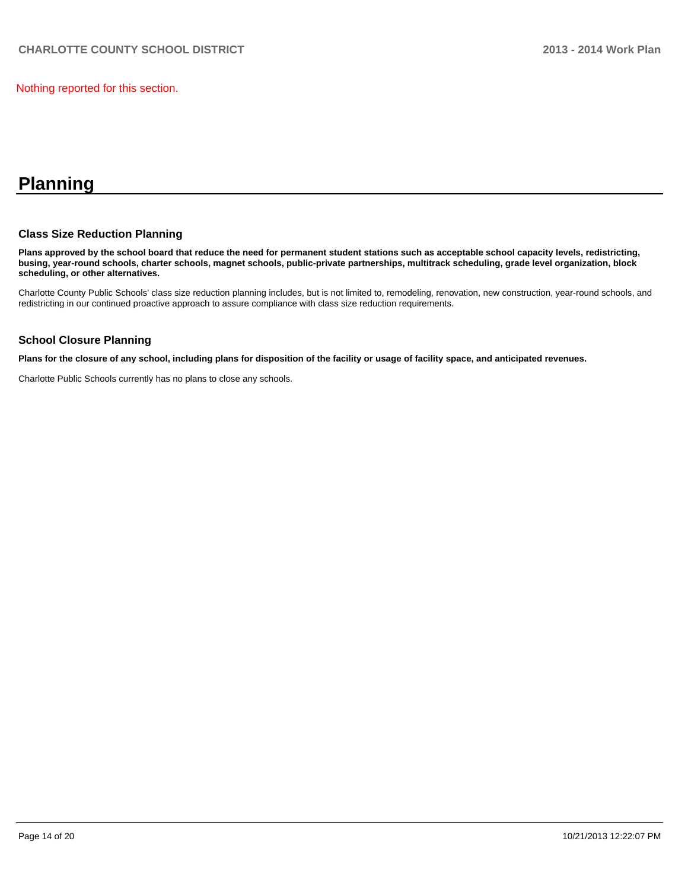Nothing reported for this section.

# Planning

### Class Size Reduction Planning

**Plans approved by the school board that reduce the need for permanent student stations such as acceptable school capacity levels, redistricting, busing, year-round schools, charter schools, magnet schools, public-private partnerships, multitrack scheduling, grade level organization, block scheduling, or other alternatives.**

Charlotte County Public Schools' class size reduction planning includes, but is not limited to, remodeling, renovation, new construction, year-round schools, and redistricting in our continued proactive approach to assure compliance with class size reduction requirements.

### School Closure Planning

**Plans for the closure of any school, including plans for disposition of the facility or usage of facility space, and anticipated revenues.**

Charlotte Public Schools currently has no plans to close any schools.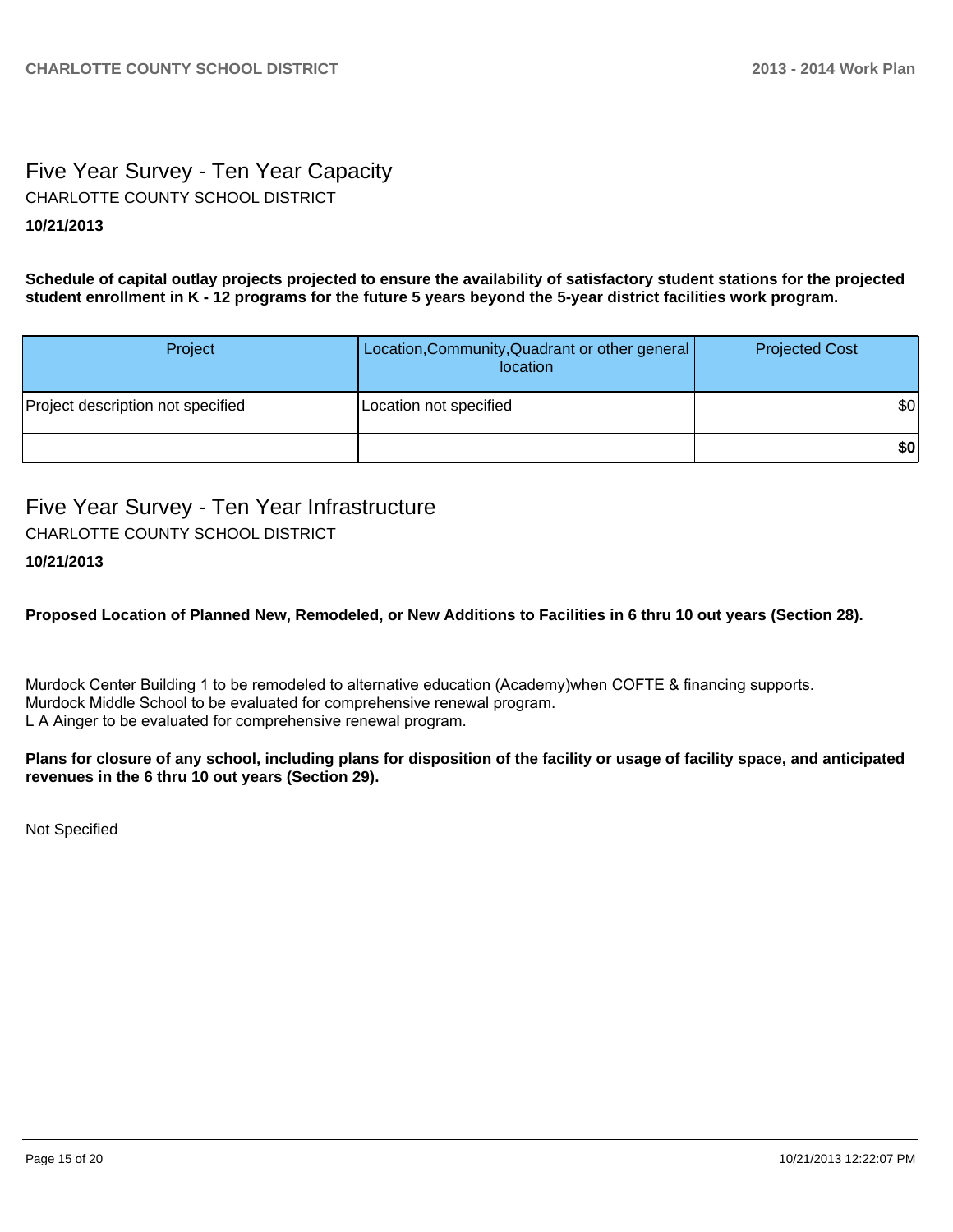## Five Year Survey - Ten Year Capacity

CHARLOTTE COUNTY SCHOOL DISTRICT

**10/21/2013**

**Schedule of capital outlay projects projected to ensure the availability of satisfactory student stations for the projected student enrollment in K - 12 programs for the future 5 years beyond the 5-year district facilities work program.**

| Project | Location,Community,Quadrant or other general location | Projected Cost |
|---|---|---|
| Project description not specified | Location not specified | $0 |
| | | **$0** |

## Five Year Survey - Ten Year Infrastructure

CHARLOTTE COUNTY SCHOOL DISTRICT

**10/21/2013**

**Proposed Location of Planned New, Remodeled, or New Additions to Facilities in 6 thru 10 out years (Section 28).**

Murdock Center Building 1 to be remodeled to alternative education (Academy)when COFTE & financing supports.
Murdock Middle School to be evaluated for comprehensive renewal program.
L A Ainger to be evaluated for comprehensive renewal program.

**Plans for closure of any school, including plans for disposition of the facility or usage of facility space, and anticipated revenues in the 6 thru 10 out years (Section 29).**

Not Specified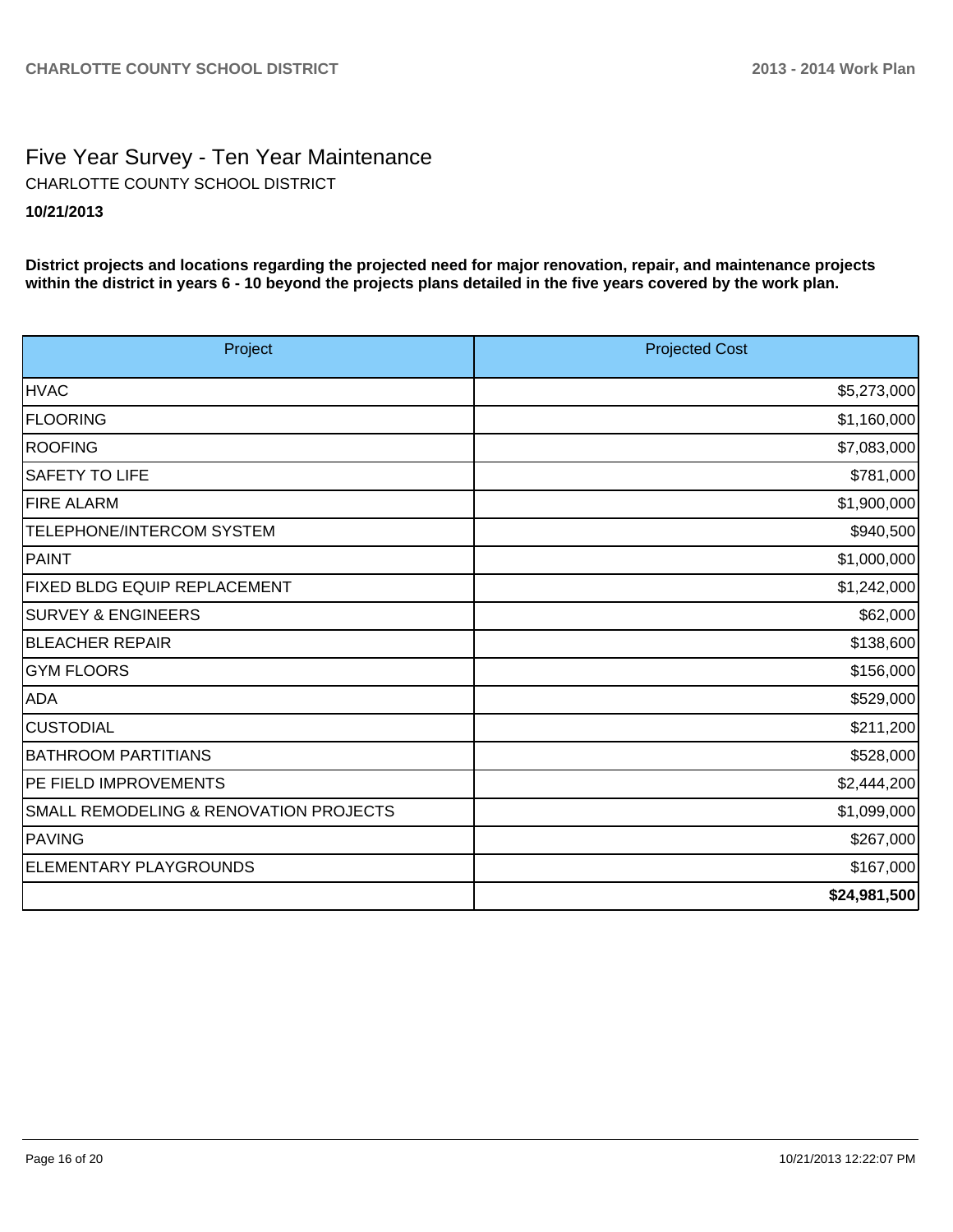# Five Year Survey - Ten Year Maintenance

CHARLOTTE COUNTY SCHOOL DISTRICT

**10/21/2013**

**District projects and locations regarding the projected need for major renovation, repair, and maintenance projects within the district in years 6 - 10 beyond the projects plans detailed in the five years covered by the work plan.**

| Project | Projected Cost |
|---|---:|
| HVAC | $5,273,000 |
| FLOORING | $1,160,000 |
| ROOFING | $7,083,000 |
| SAFETY TO LIFE | $781,000 |
| FIRE ALARM | $1,900,000 |
| TELEPHONE/INTERCOM SYSTEM | $940,500 |
| PAINT | $1,000,000 |
| FIXED BLDG EQUIP REPLACEMENT | $1,242,000 |
| SURVEY & ENGINEERS | $62,000 |
| BLEACHER REPAIR | $138,600 |
| GYM FLOORS | $156,000 |
| ADA | $529,000 |
| CUSTODIAL | $211,200 |
| BATHROOM PARTITIANS | $528,000 |
| PE FIELD IMPROVEMENTS | $2,444,200 |
| SMALL REMODELING & RENOVATION PROJECTS | $1,099,000 |
| PAVING | $267,000 |
| ELEMENTARY PLAYGROUNDS | $167,000 |
| | **$24,981,500** |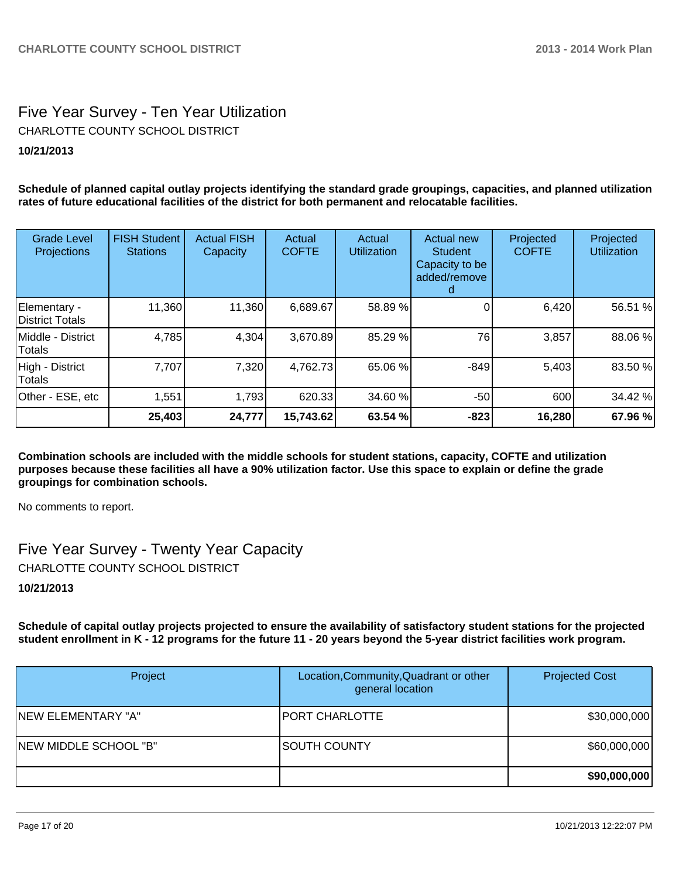## Five Year Survey - Ten Year Utilization

CHARLOTTE COUNTY SCHOOL DISTRICT

**10/21/2013**

**Schedule of planned capital outlay projects identifying the standard grade groupings, capacities, and planned utilization rates of future educational facilities of the district for both permanent and relocatable facilities.**

| Grade Level Projections | FISH Student Stations | Actual FISH Capacity | Actual COFTE | Actual Utilization | Actual new Student Capacity to be added/removed | Projected COFTE | Projected Utilization |
|---|---|---|---|---|---|---|---|
| Elementary - District Totals | 11,360 | 11,360 | 6,689.67 | 58.89 % | 0 | 6,420 | 56.51 % |
| Middle - District Totals | 4,785 | 4,304 | 3,670.89 | 85.29 % | 76 | 3,857 | 88.06 % |
| High - District Totals | 7,707 | 7,320 | 4,762.73 | 65.06 % | -849 | 5,403 | 83.50 % |
| Other - ESE, etc | 1,551 | 1,793 | 620.33 | 34.60 % | -50 | 600 | 34.42 % |
| | **25,403** | **24,777** | **15,743.62** | **63.54 %** | **-823** | **16,280** | **67.96 %** |

**Combination schools are included with the middle schools for student stations, capacity, COFTE and utilization purposes because these facilities all have a 90% utilization factor. Use this space to explain or define the grade groupings for combination schools.**

No comments to report.

## Five Year Survey - Twenty Year Capacity

CHARLOTTE COUNTY SCHOOL DISTRICT

**10/21/2013**

**Schedule of capital outlay projects projected to ensure the availability of satisfactory student stations for the projected student enrollment in K - 12 programs for the future 11 - 20 years beyond the 5-year district facilities work program.**

| Project | Location,Community,Quadrant or other general location | Projected Cost |
|---|---|---|
| NEW ELEMENTARY "A" | PORT CHARLOTTE | $30,000,000 |
| NEW MIDDLE SCHOOL "B" | SOUTH COUNTY | $60,000,000 |
| | | **$90,000,000** |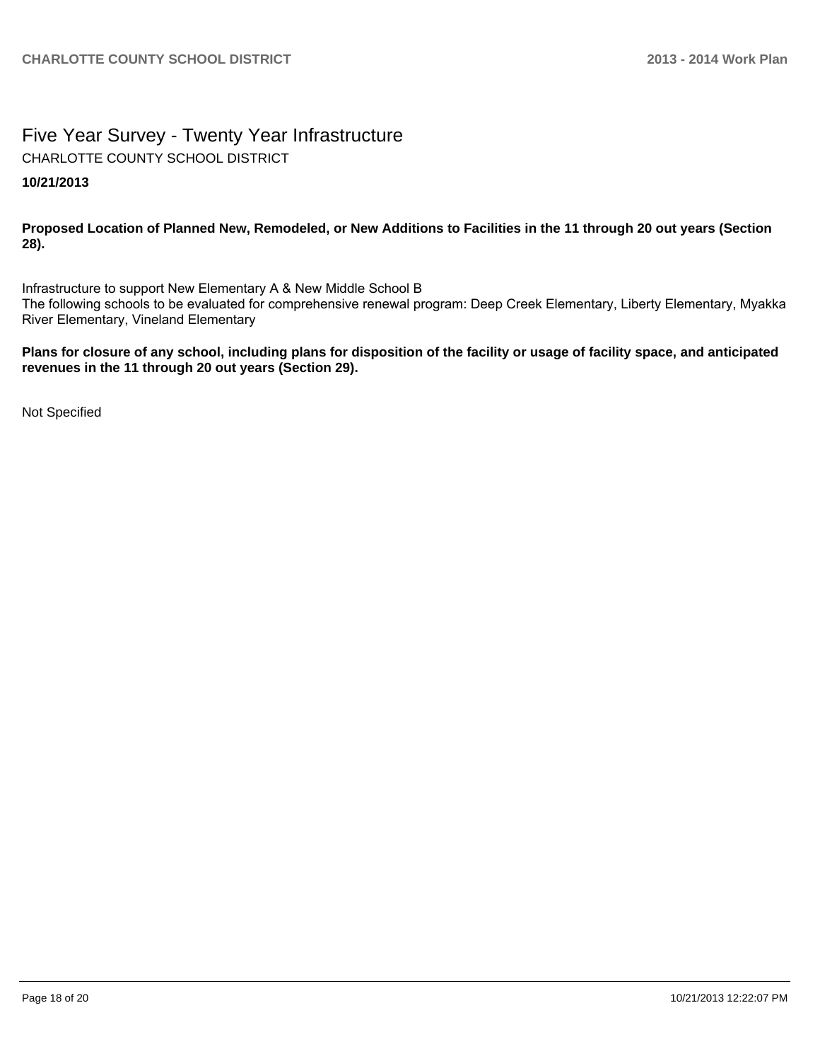# Five Year Survey - Twenty Year Infrastructure

CHARLOTTE COUNTY SCHOOL DISTRICT

**10/21/2013**

**Proposed Location of Planned New, Remodeled, or New Additions to Facilities in the 11 through 20 out years (Section 28).**

Infrastructure to support New Elementary A & New Middle School B
The following schools to be evaluated for comprehensive renewal program: Deep Creek Elementary, Liberty Elementary, Myakka River Elementary, Vineland Elementary

**Plans for closure of any school, including plans for disposition of the facility or usage of facility space, and anticipated revenues in the 11 through 20 out years (Section 29).**

Not Specified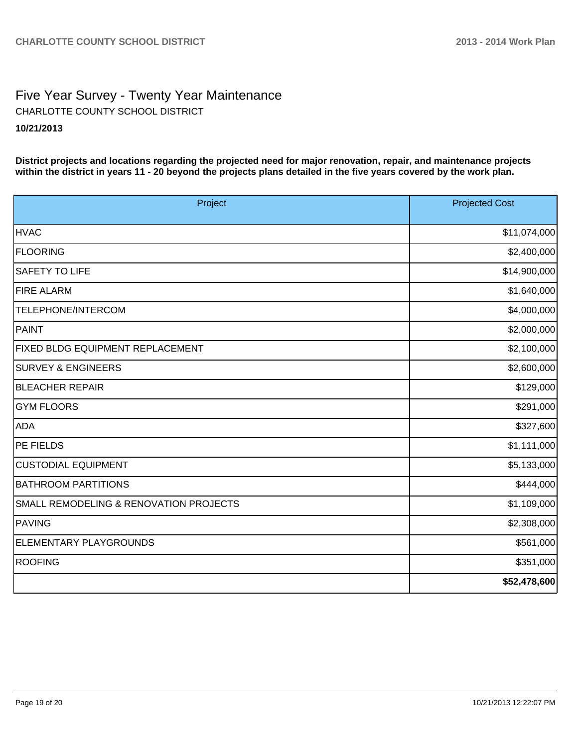# Five Year Survey - Twenty Year Maintenance

CHARLOTTE COUNTY SCHOOL DISTRICT

**10/21/2013**

**District projects and locations regarding the projected need for major renovation, repair, and maintenance projects within the district in years 11 - 20 beyond the projects plans detailed in the five years covered by the work plan.**

| Project | Projected Cost |
|---|---:|
| HVAC | $11,074,000 |
| FLOORING | $2,400,000 |
| SAFETY TO LIFE | $14,900,000 |
| FIRE ALARM | $1,640,000 |
| TELEPHONE/INTERCOM | $4,000,000 |
| PAINT | $2,000,000 |
| FIXED BLDG EQUIPMENT REPLACEMENT | $2,100,000 |
| SURVEY & ENGINEERS | $2,600,000 |
| BLEACHER REPAIR | $129,000 |
| GYM FLOORS | $291,000 |
| ADA | $327,600 |
| PE FIELDS | $1,111,000 |
| CUSTODIAL EQUIPMENT | $5,133,000 |
| BATHROOM PARTITIONS | $444,000 |
| SMALL REMODELING & RENOVATION PROJECTS | $1,109,000 |
| PAVING | $2,308,000 |
| ELEMENTARY PLAYGROUNDS | $561,000 |
| ROOFING | $351,000 |
| | **$52,478,600** |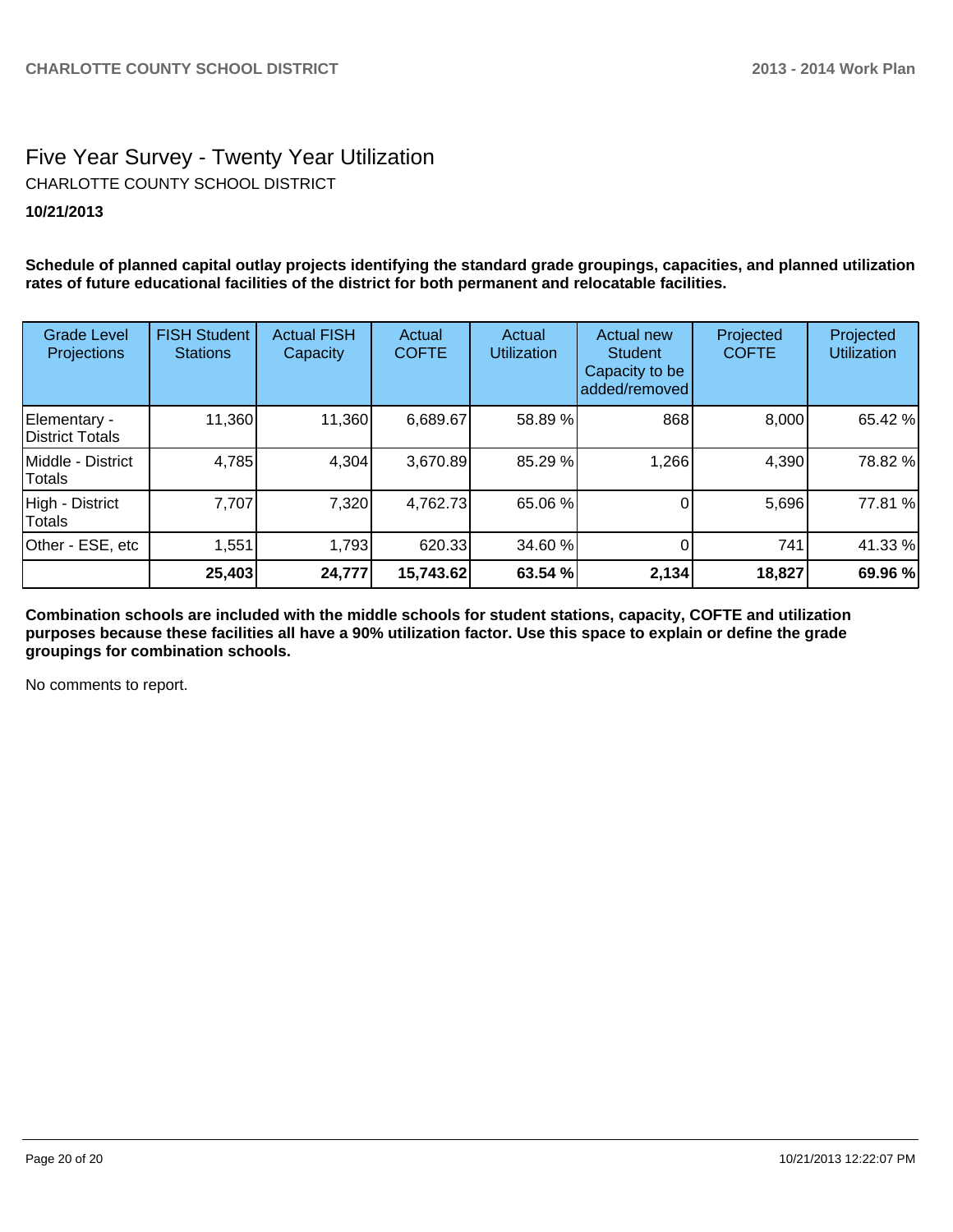# Five Year Survey - Twenty Year Utilization

CHARLOTTE COUNTY SCHOOL DISTRICT

**10/21/2013**

**Schedule of planned capital outlay projects identifying the standard grade groupings, capacities, and planned utilization rates of future educational facilities of the district for both permanent and relocatable facilities.**

| Grade Level Projections | FISH Student Stations | Actual FISH Capacity | Actual COFTE | Actual Utilization | Actual new Student Capacity to be added/removed | Projected COFTE | Projected Utilization |
|---|---|---|---|---|---|---|---|
| Elementary - District Totals | 11,360 | 11,360 | 6,689.67 | 58.89 % | 868 | 8,000 | 65.42 % |
| Middle - District Totals | 4,785 | 4,304 | 3,670.89 | 85.29 % | 1,266 | 4,390 | 78.82 % |
| High - District Totals | 7,707 | 7,320 | 4,762.73 | 65.06 % | 0 | 5,696 | 77.81 % |
| Other - ESE, etc | 1,551 | 1,793 | 620.33 | 34.60 % | 0 | 741 | 41.33 % |
| | **25,403** | **24,777** | **15,743.62** | **63.54 %** | **2,134** | **18,827** | **69.96 %** |

**Combination schools are included with the middle schools for student stations, capacity, COFTE and utilization purposes because these facilities all have a 90% utilization factor. Use this space to explain or define the grade groupings for combination schools.**

No comments to report.